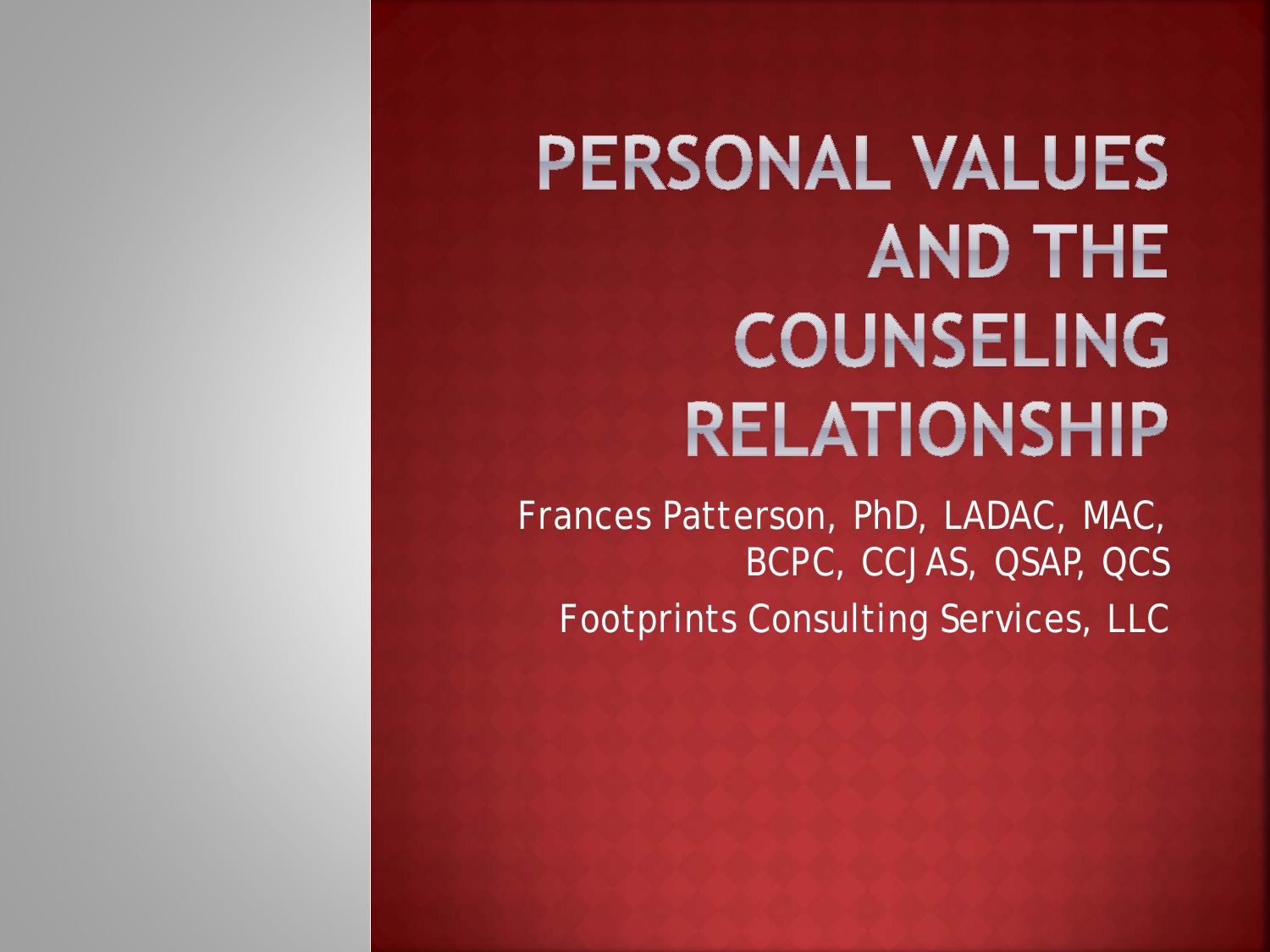# PERSONAL VALUES AND THE COUNSELING RELATIONSHIP

Frances Patterson, PhD, LADAC, MAC, BCPC, CCJAS, QSAP, QCS

Footprints Consulting Services, LLC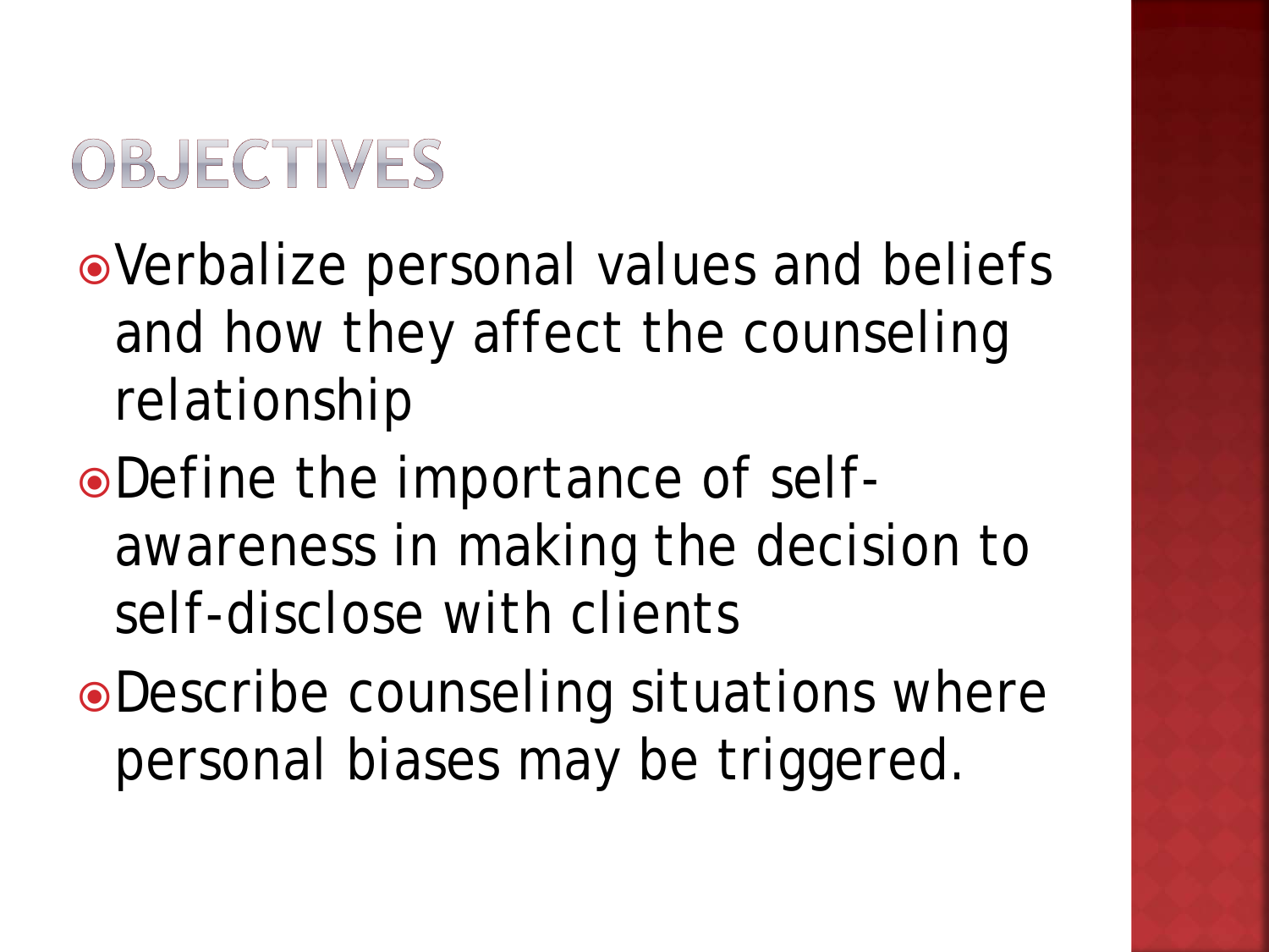# OBJECTIVES

- Verbalize personal values and beliefs and how they affect the counseling relationship
- Define the importance of self-awareness in making the decision to self-disclose with clients
- Describe counseling situations where personal biases may be triggered.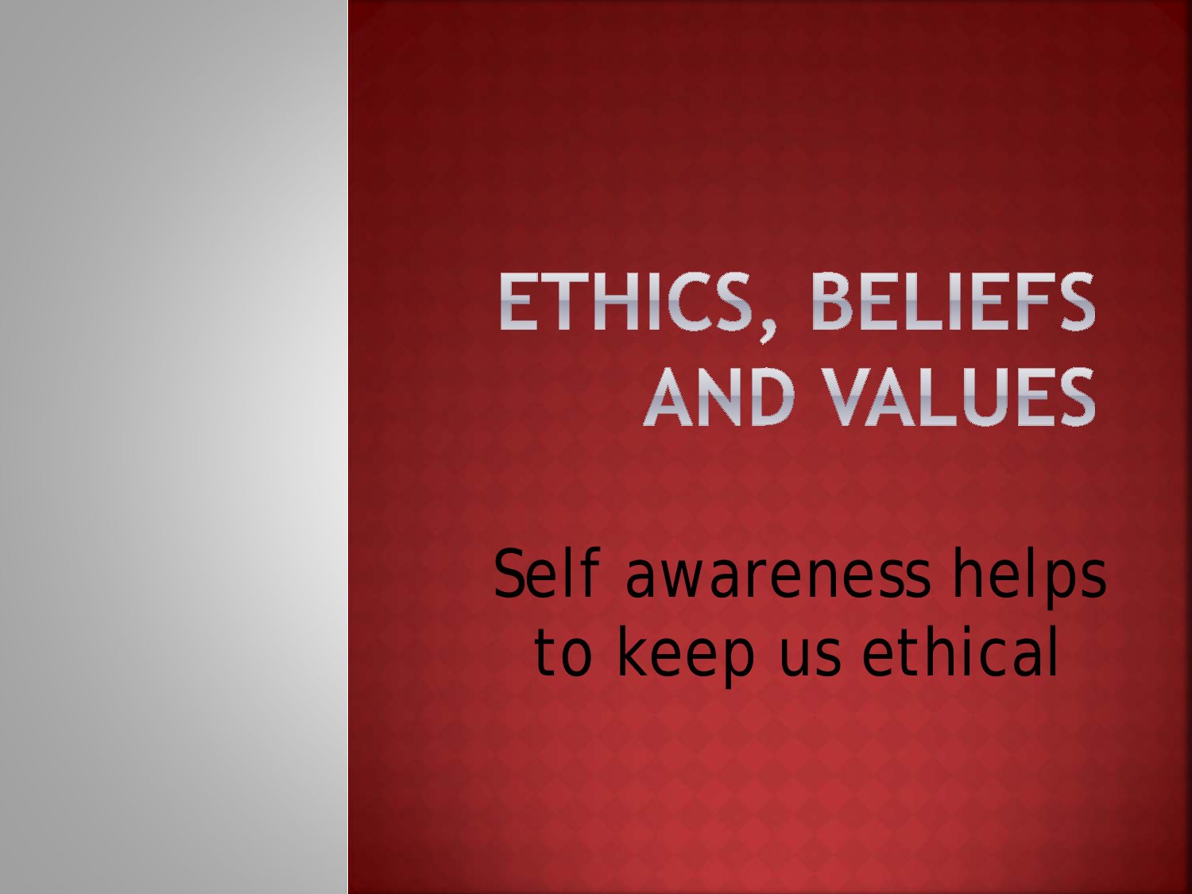# ETHICS, BELIEFS AND VALUES

Self awareness helps to keep us ethical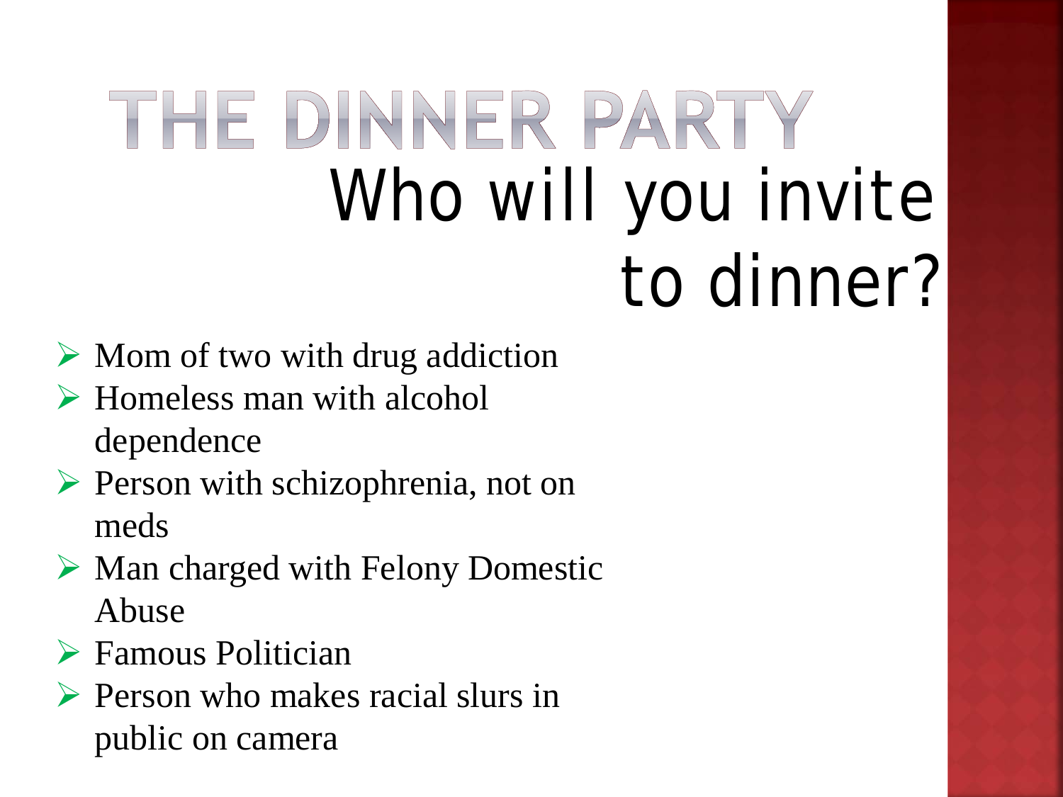# THE DINNER PARTY

## Who will you invite to dinner?

- Mom of two with drug addiction
- Homeless man with alcohol dependence
- Person with schizophrenia, not on meds
- Man charged with Felony Domestic Abuse
- Famous Politician
- Person who makes racial slurs in public on camera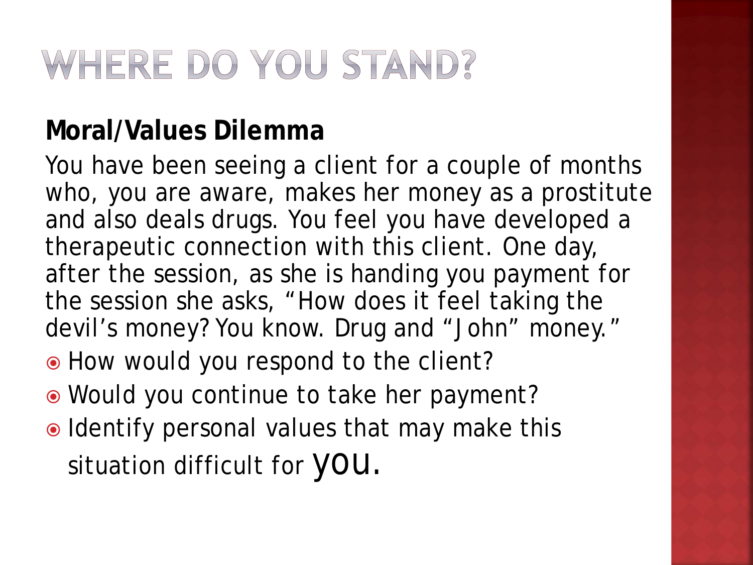# WHERE DO YOU STAND?

**Moral/Values Dilemma**

You have been seeing a client for a couple of months who, you are aware, makes her money as a prostitute and also deals drugs. You feel you have developed a therapeutic connection with this client. One day, after the session, as she is handing you payment for the session she asks, "How does it feel taking the devil's money? You know. Drug and "John" money."

- How would you respond to the client?
- Would you continue to take her payment?
- Identify personal values that may make this situation difficult for you.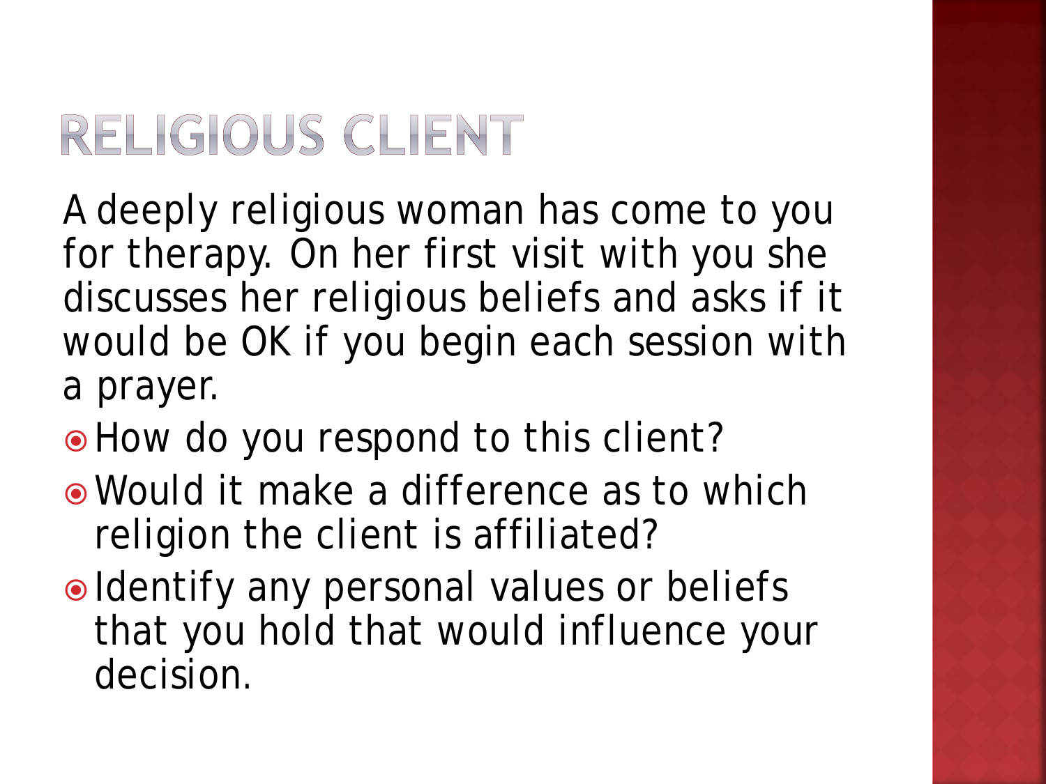# RELIGIOUS CLIENT

A deeply religious woman has come to you for therapy. On her first visit with you she discusses her religious beliefs and asks if it would be OK if you begin each session with a prayer.

- How do you respond to this client?
- Would it make a difference as to which religion the client is affiliated?
- Identify any personal values or beliefs that you hold that would influence your decision.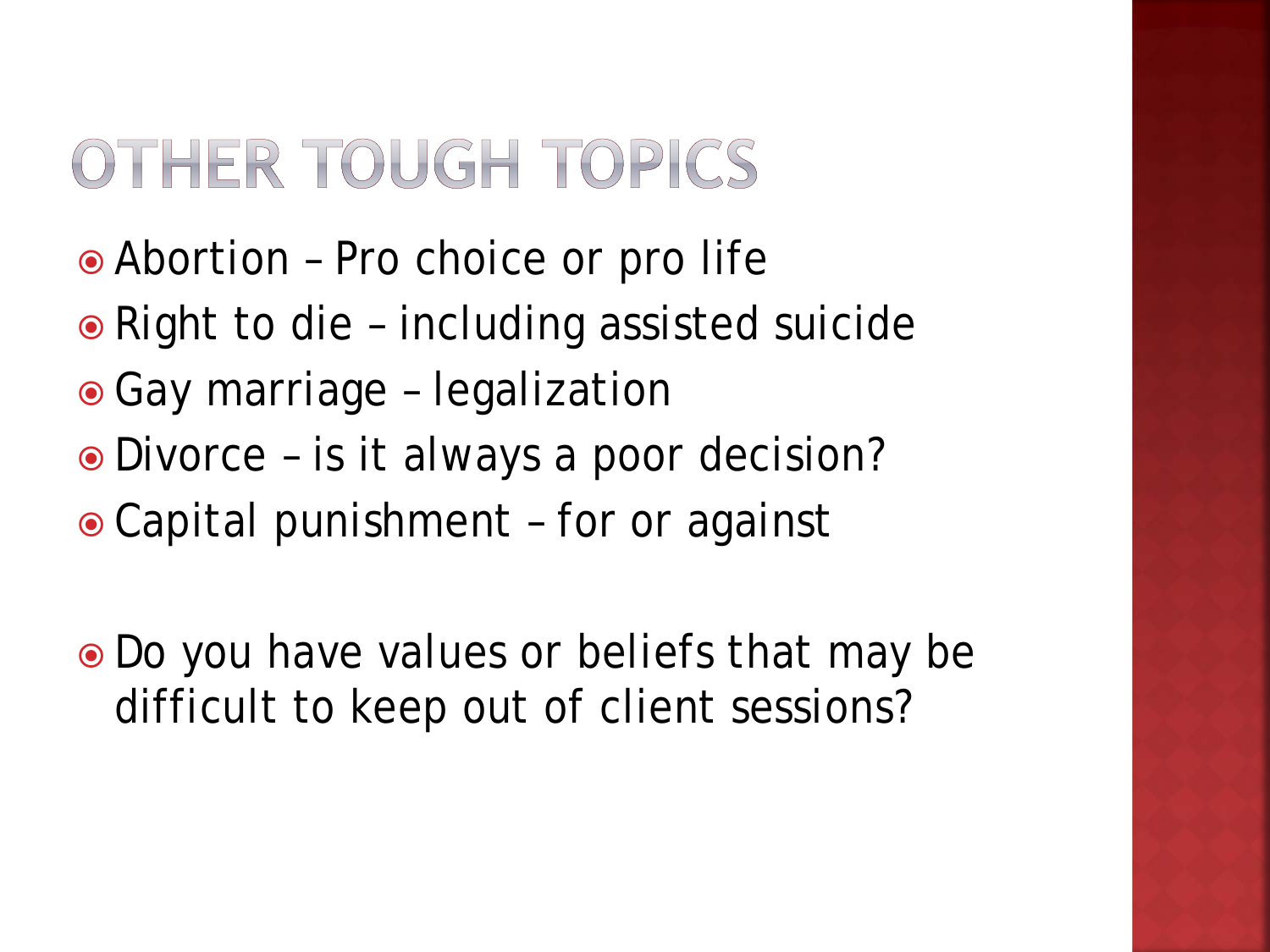# OTHER TOUGH TOPICS

- Abortion – Pro choice or pro life
- Right to die – including assisted suicide
- Gay marriage – legalization
- Divorce – is it always a poor decision?
- Capital punishment – for or against

- Do you have values or beliefs that may be difficult to keep out of client sessions?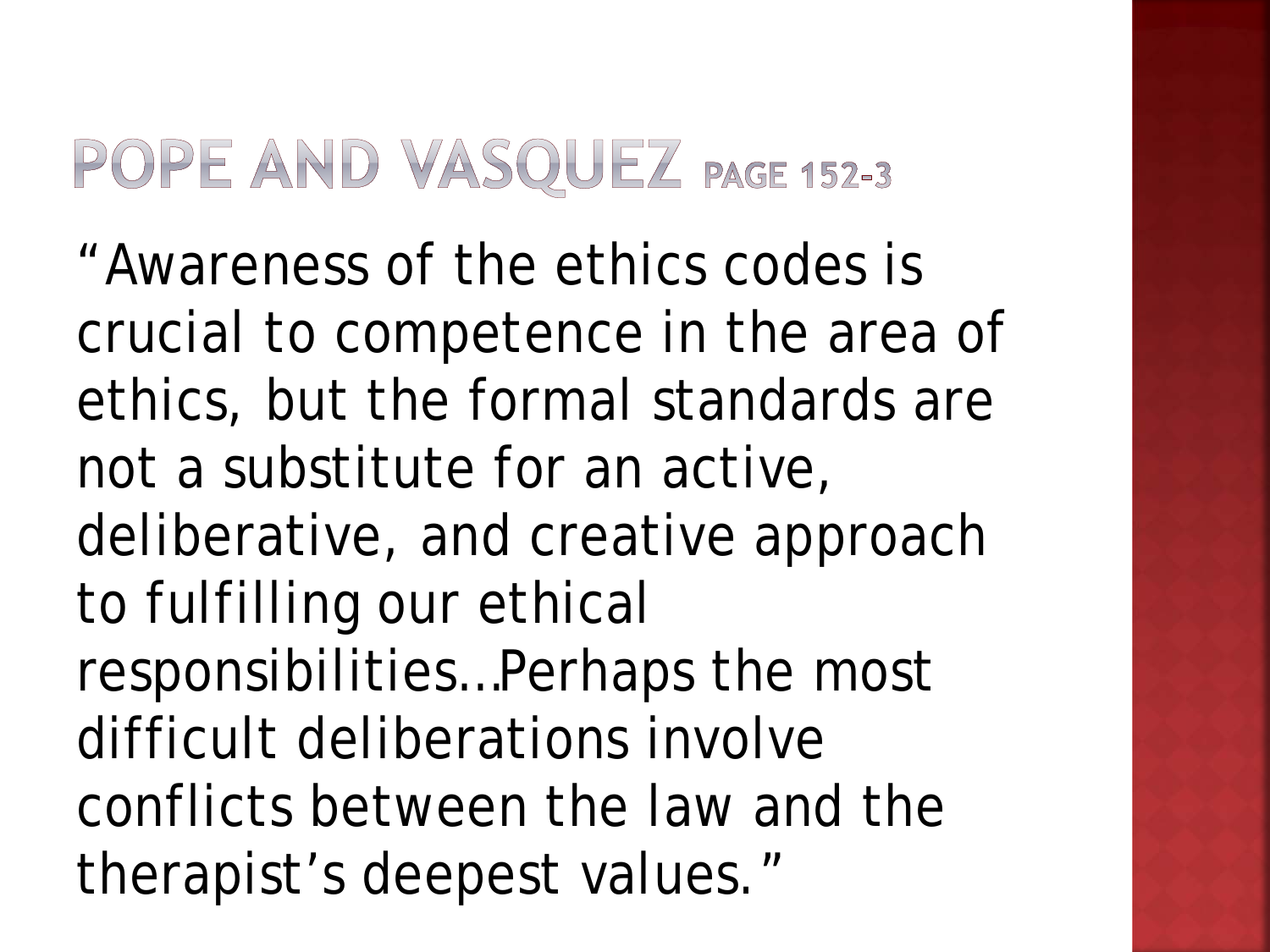# POPE AND VASQUEZ PAGE 152-3

"Awareness of the ethics codes is crucial to competence in the area of ethics, but the formal standards are not a substitute for an active, deliberative, and creative approach to fulfilling our ethical responsibilities…Perhaps the most difficult deliberations involve conflicts between the law and the therapist's deepest values."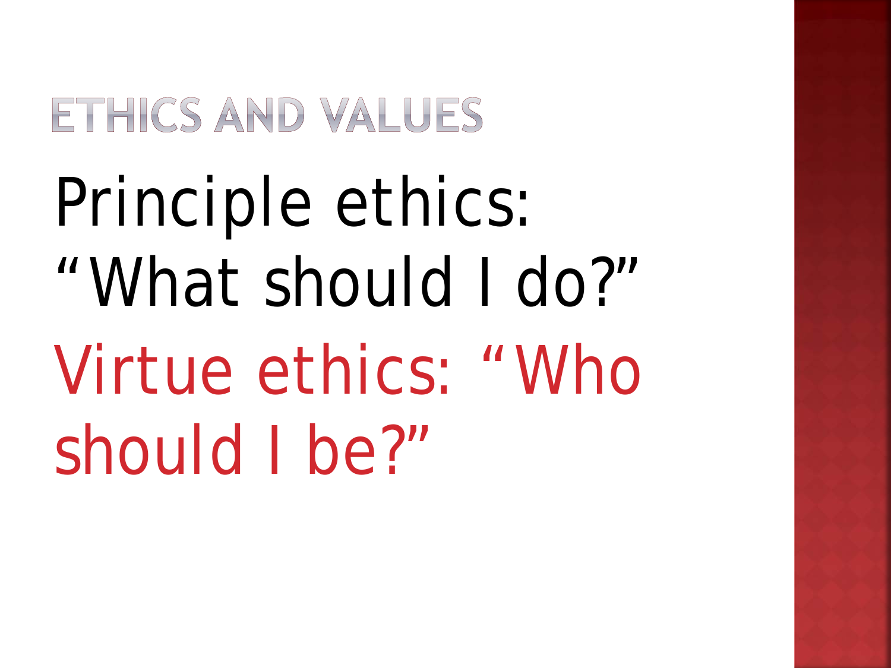# ETHICS AND VALUES

Principle ethics: “What should I do?”

Virtue ethics: “Who should I be?”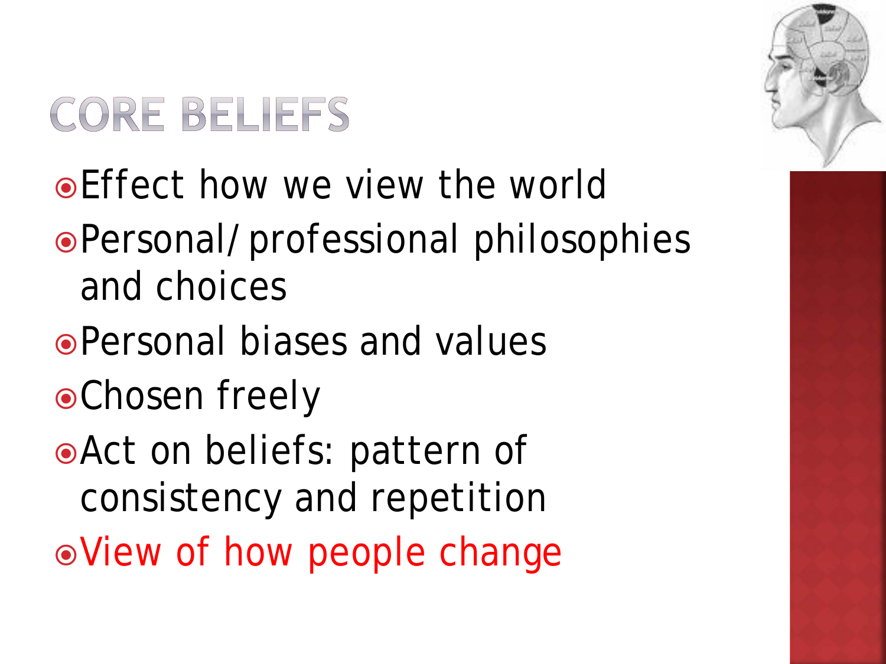# CORE BELIEFS

- Effect how we view the world
- Personal/professional philosophies and choices
- Personal biases and values
- Chosen freely
- Act on beliefs: pattern of consistency and repetition
- View of how people change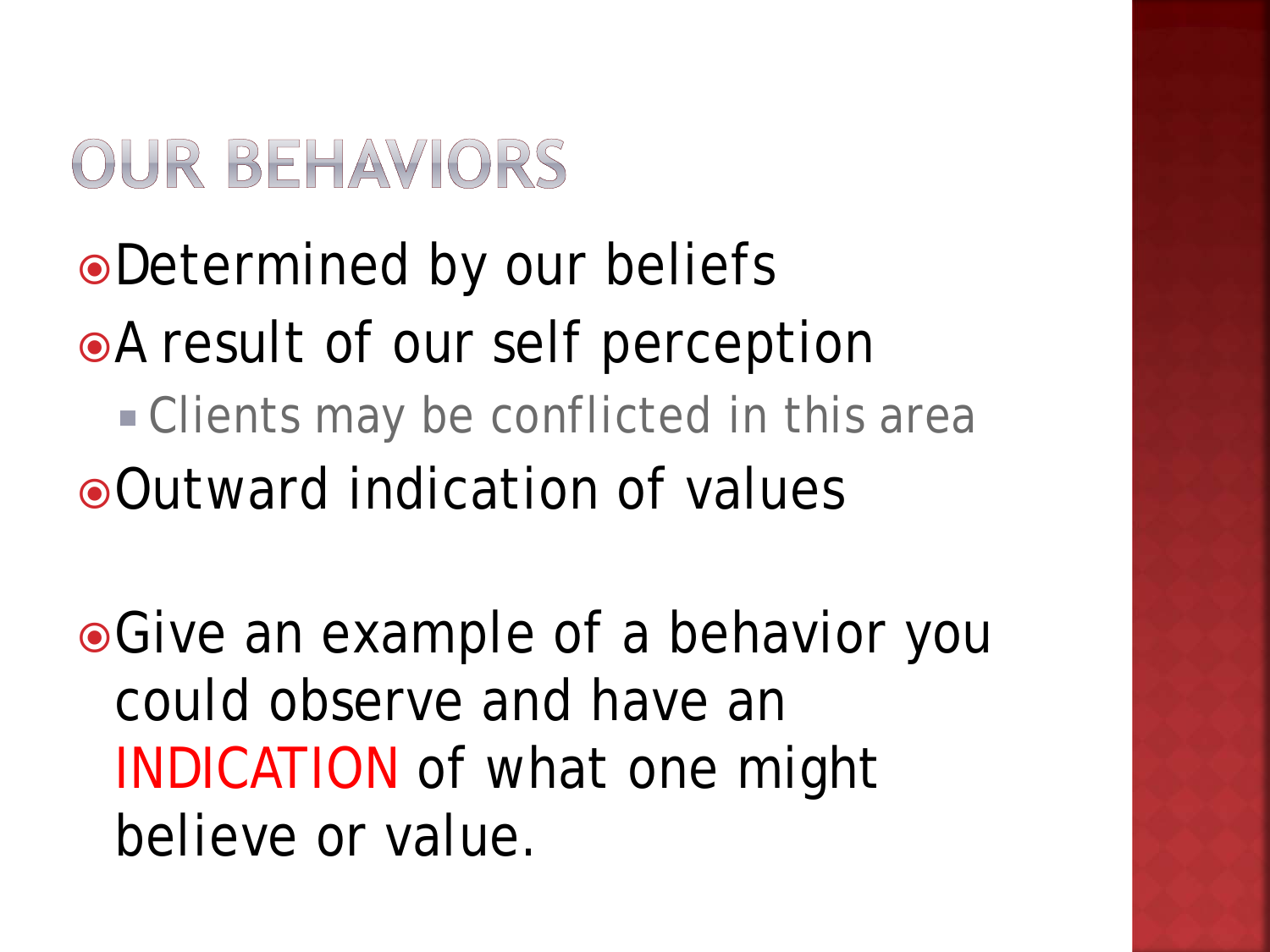# OUR BEHAVIORS

- Determined by our beliefs
- A result of our self perception
  - Clients may be conflicted in this area
- Outward indication of values

- Give an example of a behavior you could observe and have an INDICATION of what one might believe or value.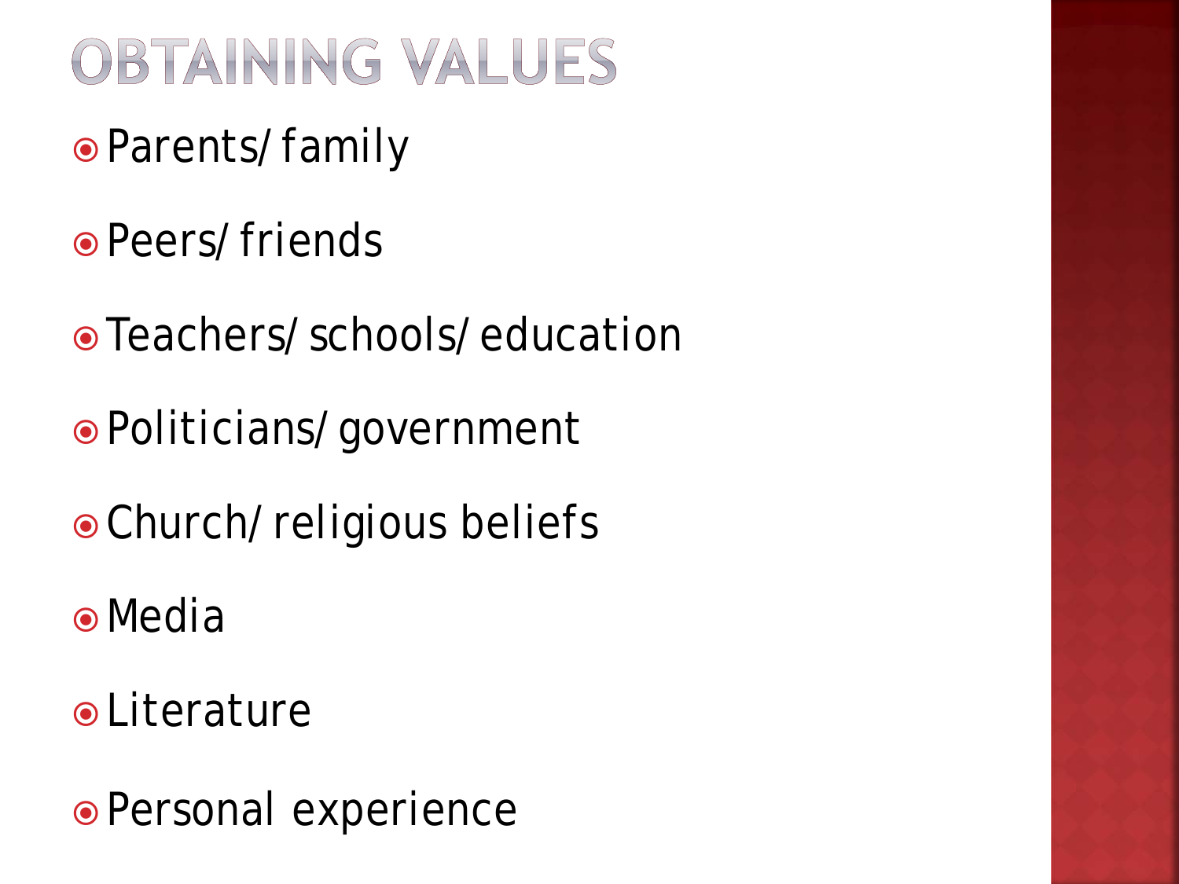# OBTAINING VALUES

- Parents/ family
- Peers/ friends
- Teachers/ schools/ education
- Politicians/ government
- Church/ religious beliefs
- Media
- Literature
- Personal experience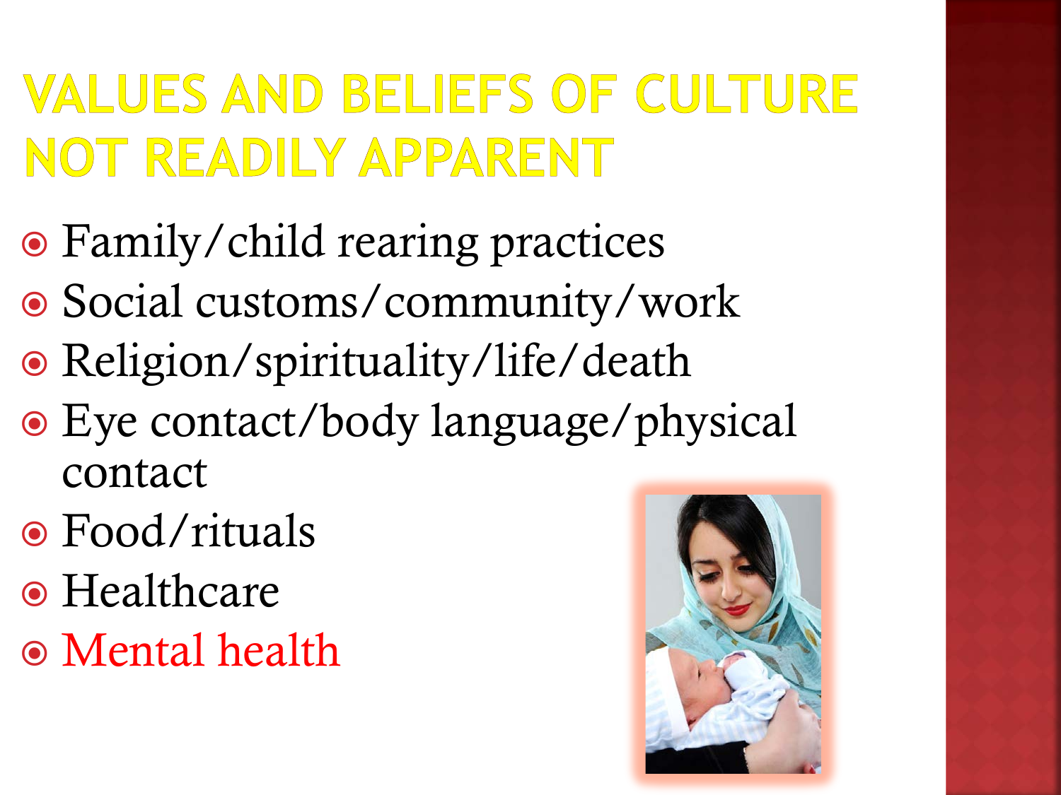# VALUES AND BELIEFS OF CULTURE NOT READILY APPARENT

- Family/child rearing practices
- Social customs/community/work
- Religion/spirituality/life/death
- Eye contact/body language/physical contact
- Food/rituals
- Healthcare
- Mental health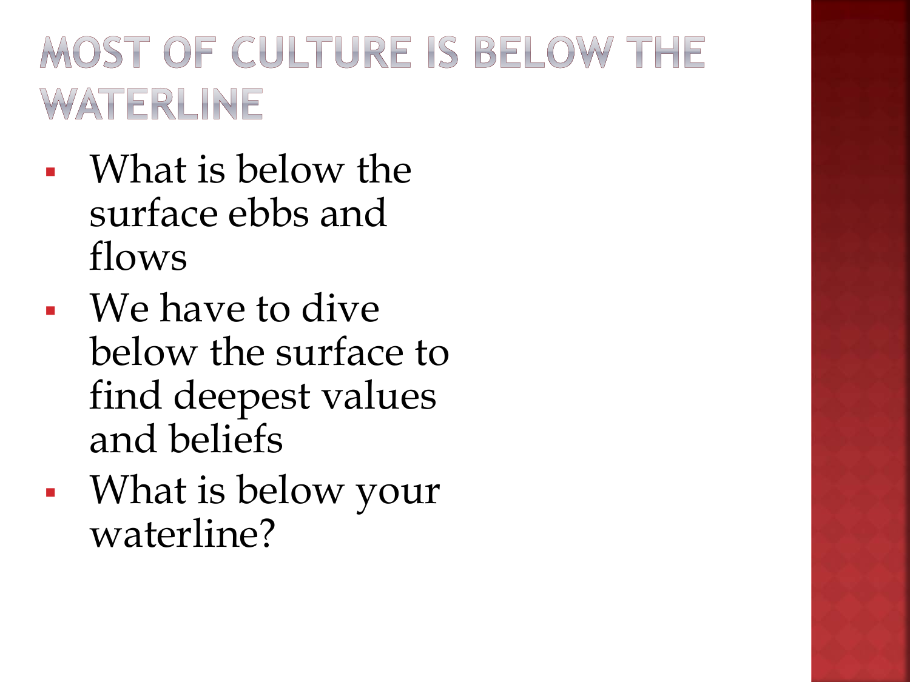# MOST OF CULTURE IS BELOW THE WATERLINE

- What is below the surface ebbs and flows
- We have to dive below the surface to find deepest values and beliefs
- What is below your waterline?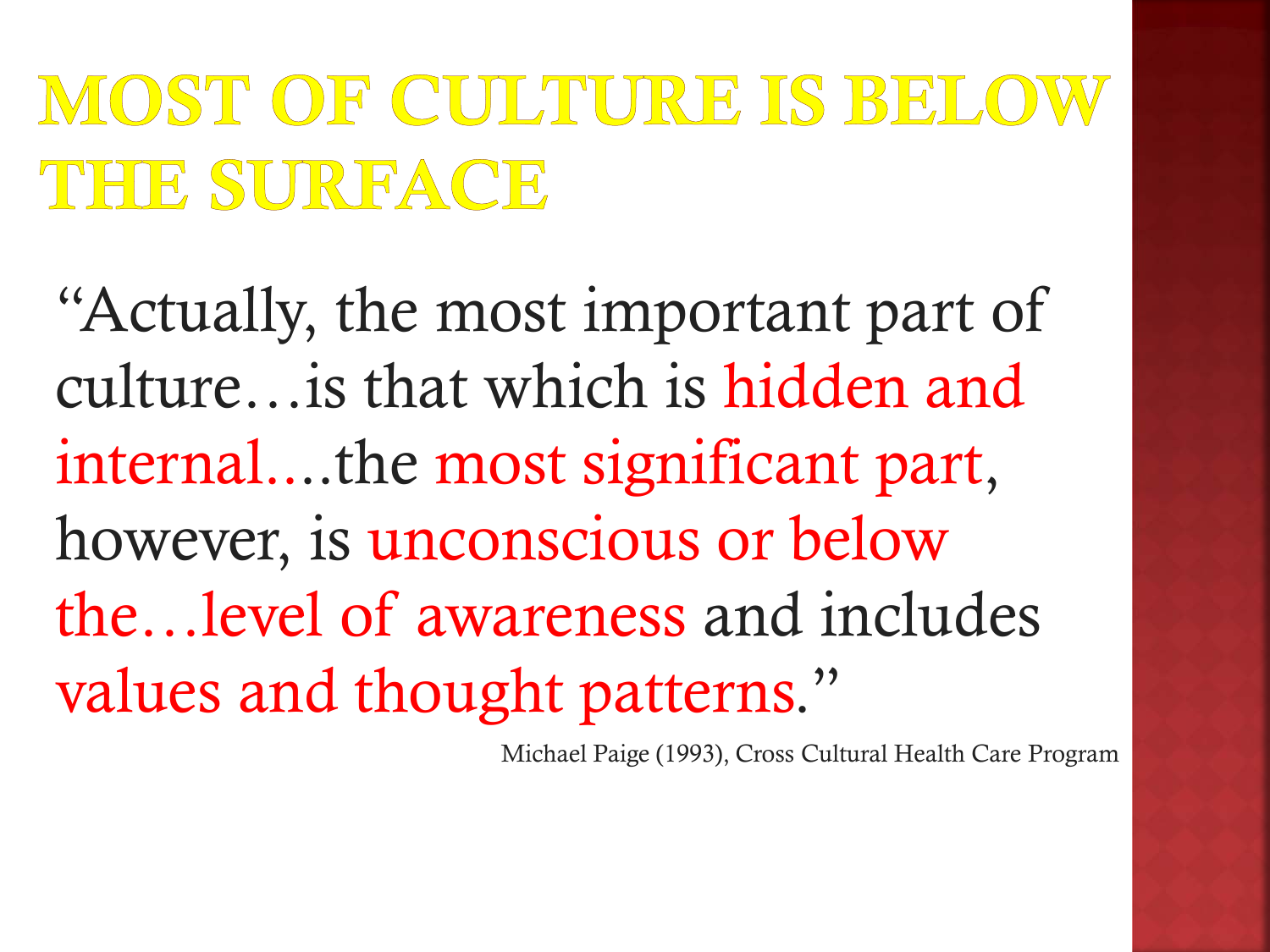# MOST OF CULTURE IS BELOW THE SURFACE

"Actually, the most important part of culture…is that which is hidden and internal.…the most significant part, however, is unconscious or below the…level of awareness and includes values and thought patterns."

Michael Paige (1993), Cross Cultural Health Care Program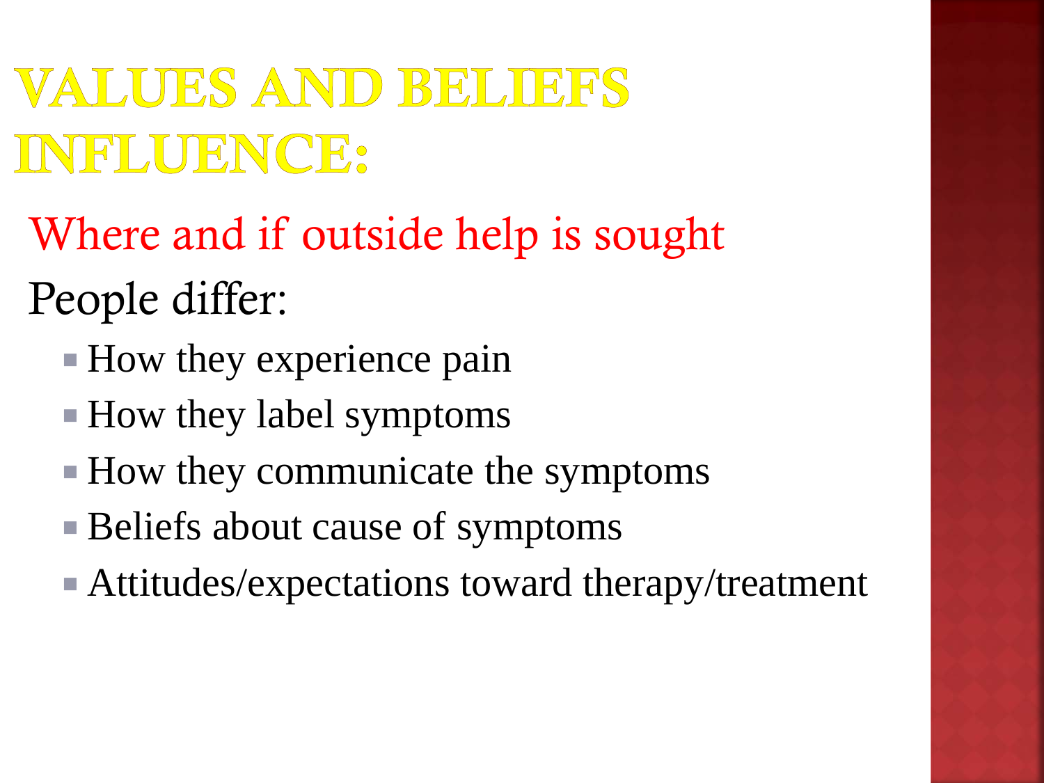# VALUES AND BELIEFS INFLUENCE:

Where and if outside help is sought

People differ:

- How they experience pain
- How they label symptoms
- How they communicate the symptoms
- Beliefs about cause of symptoms
- Attitudes/expectations toward therapy/treatment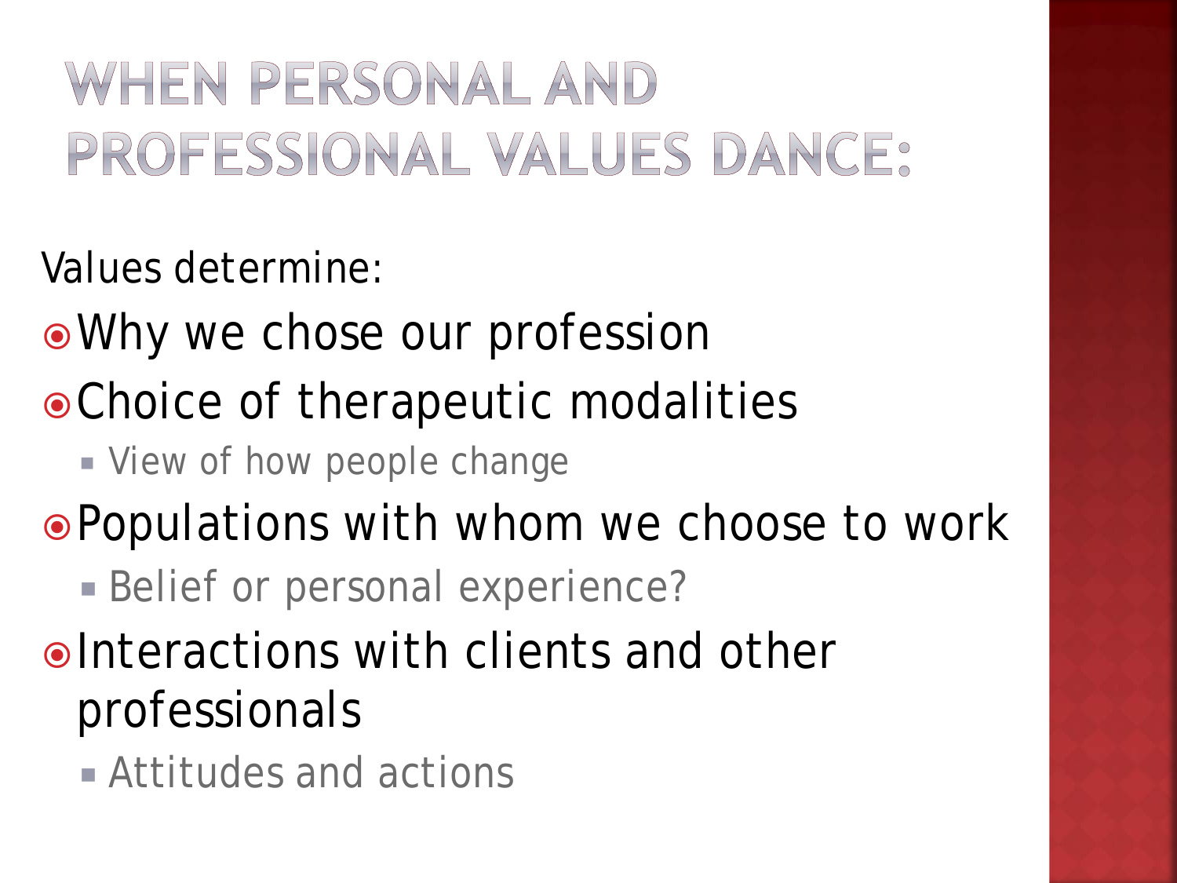# WHEN PERSONAL AND PROFESSIONAL VALUES DANCE:

Values determine:

- Why we chose our profession
- Choice of therapeutic modalities
  - View of how people change
- Populations with whom we choose to work
  - Belief or personal experience?
- Interactions with clients and other professionals
  - Attitudes and actions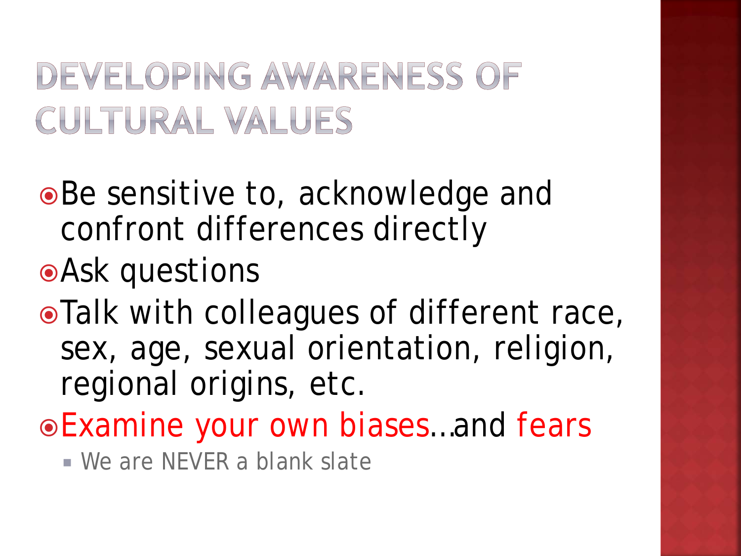# DEVELOPING AWARENESS OF CULTURAL VALUES

- Be sensitive to, acknowledge and confront differences directly
- Ask questions
- Talk with colleagues of different race, sex, age, sexual orientation, religion, regional origins, etc.
- Examine your own biases…and fears
  - We are NEVER a blank slate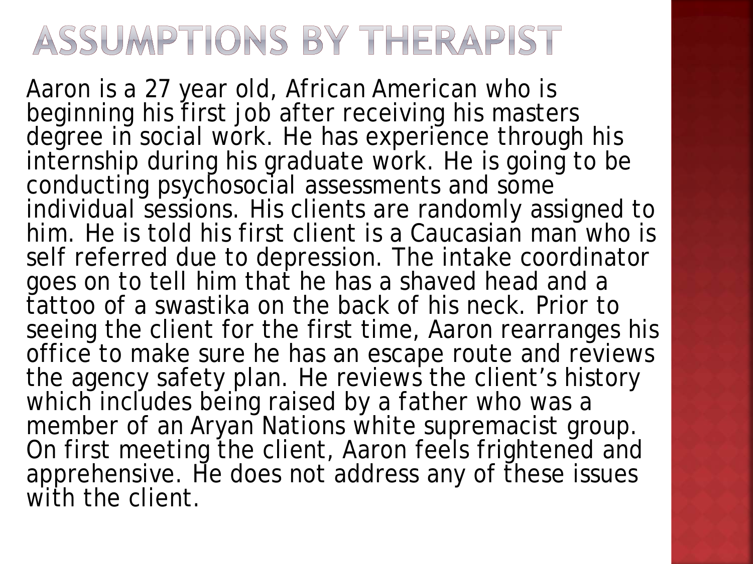# ASSUMPTIONS BY THERAPIST

Aaron is a 27 year old, African American who is beginning his first job after receiving his masters degree in social work. He has experience through his internship during his graduate work. He is going to be conducting psychosocial assessments and some individual sessions. His clients are randomly assigned to him. He is told his first client is a Caucasian man who is self referred due to depression. The intake coordinator goes on to tell him that he has a shaved head and a tattoo of a swastika on the back of his neck. Prior to seeing the client for the first time, Aaron rearranges his office to make sure he has an escape route and reviews the agency safety plan. He reviews the client's history which includes being raised by a father who was a member of an Aryan Nations white supremacist group. On first meeting the client, Aaron feels frightened and apprehensive. He does not address any of these issues with the client.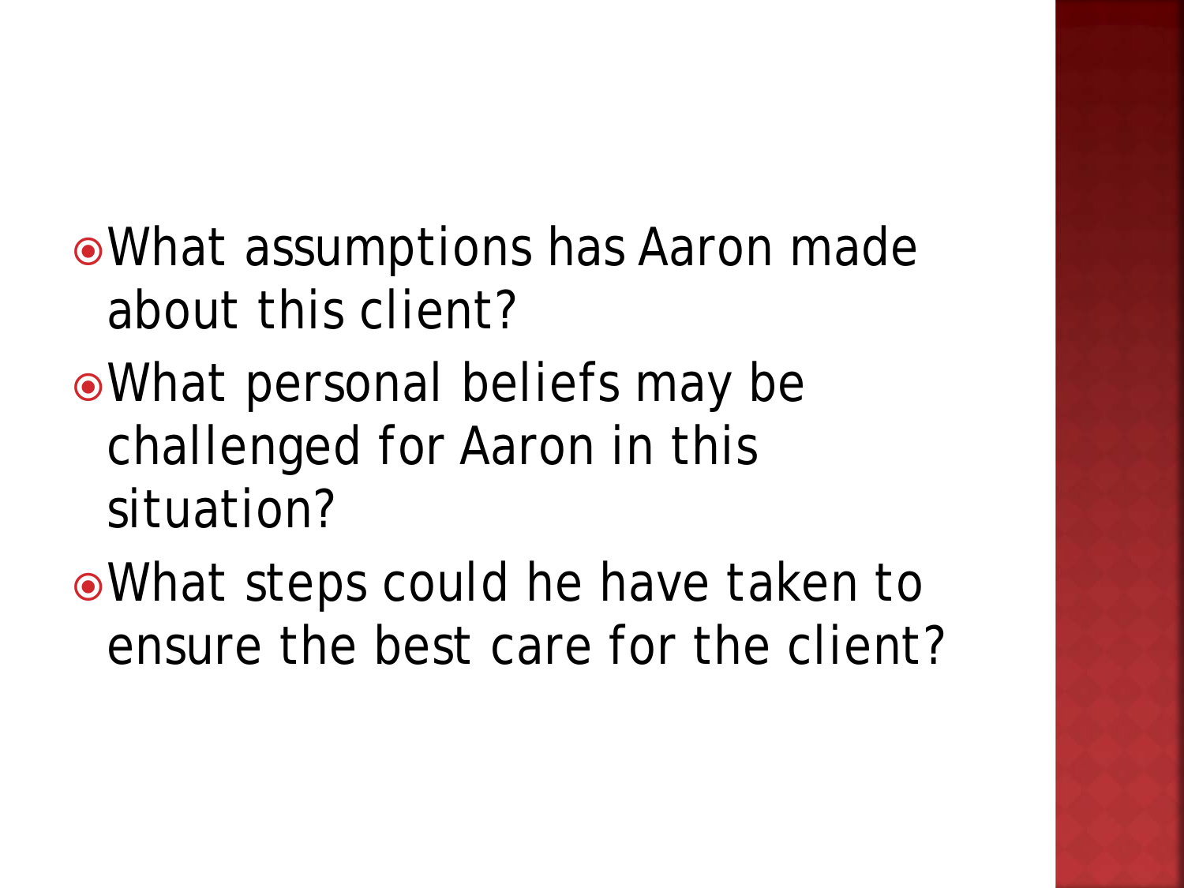- What assumptions has Aaron made about this client?
- What personal beliefs may be challenged for Aaron in this situation?
- What steps could he have taken to ensure the best care for the client?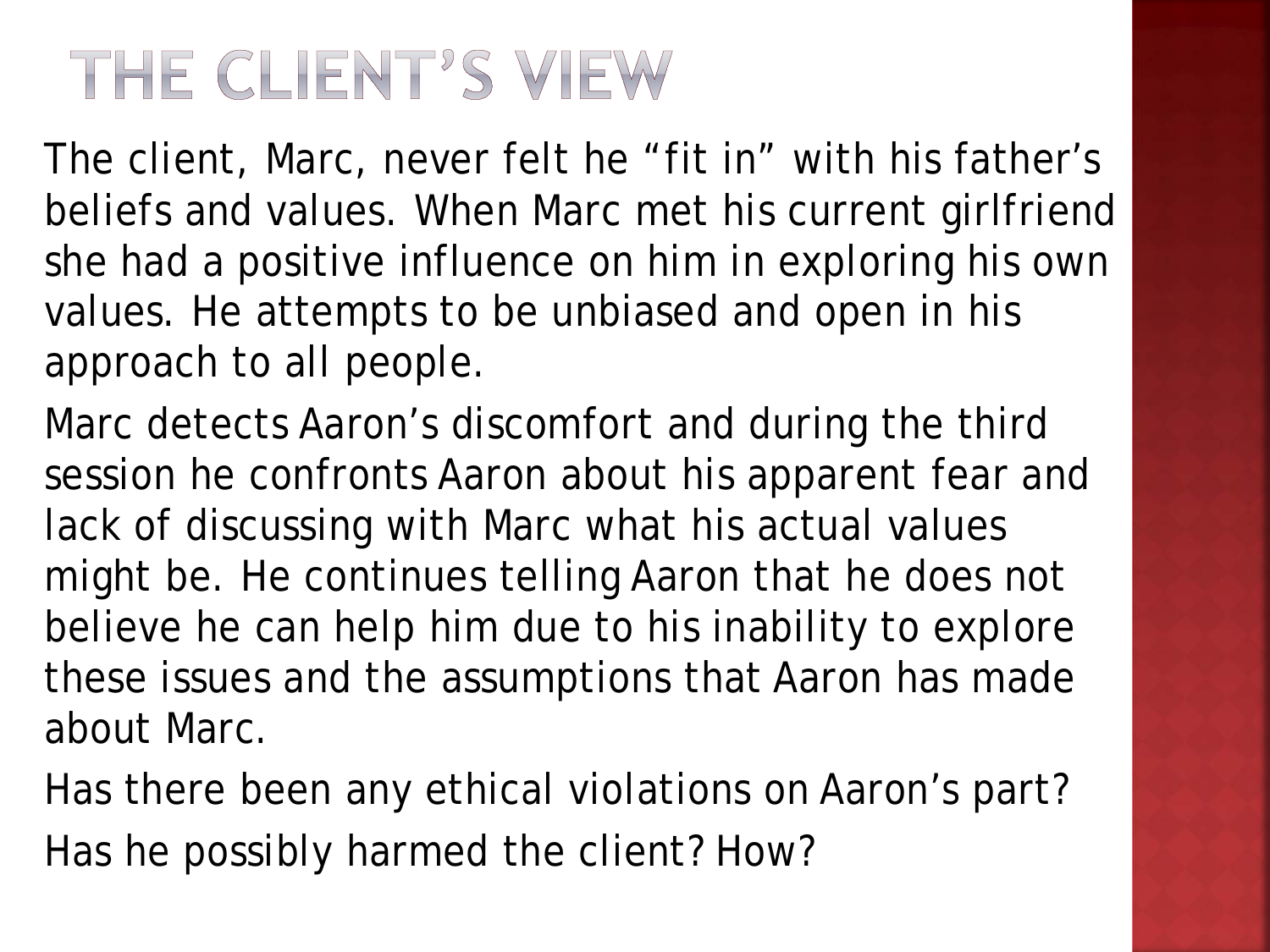# THE CLIENT'S VIEW

The client, Marc, never felt he "fit in" with his father's beliefs and values. When Marc met his current girlfriend she had a positive influence on him in exploring his own values. He attempts to be unbiased and open in his approach to all people.

Marc detects Aaron's discomfort and during the third session he confronts Aaron about his apparent fear and lack of discussing with Marc what his actual values might be. He continues telling Aaron that he does not believe he can help him due to his inability to explore these issues and the assumptions that Aaron has made about Marc.

Has there been any ethical violations on Aaron's part?

Has he possibly harmed the client? How?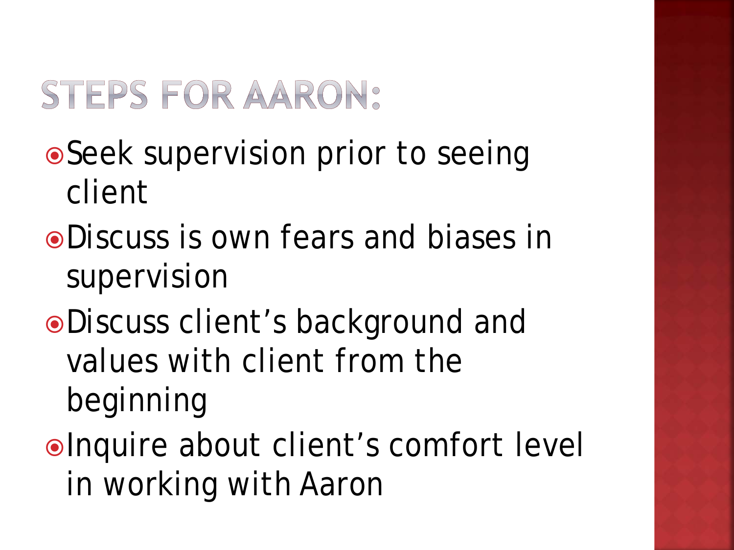# STEPS FOR AARON:

- Seek supervision prior to seeing client
- Discuss is own fears and biases in supervision
- Discuss client's background and values with client from the beginning
- Inquire about client's comfort level in working with Aaron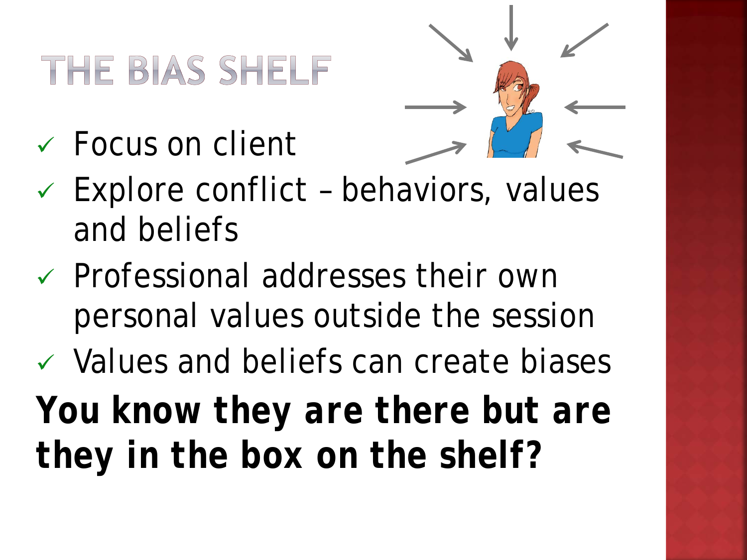# THE BIAS SHELF

- ✓ Focus on client
- ✓ Explore conflict – behaviors, values and beliefs
- ✓ Professional addresses their own personal values outside the session
- ✓ Values and beliefs can create biases

**You know they are there but are they in the box on the shelf?**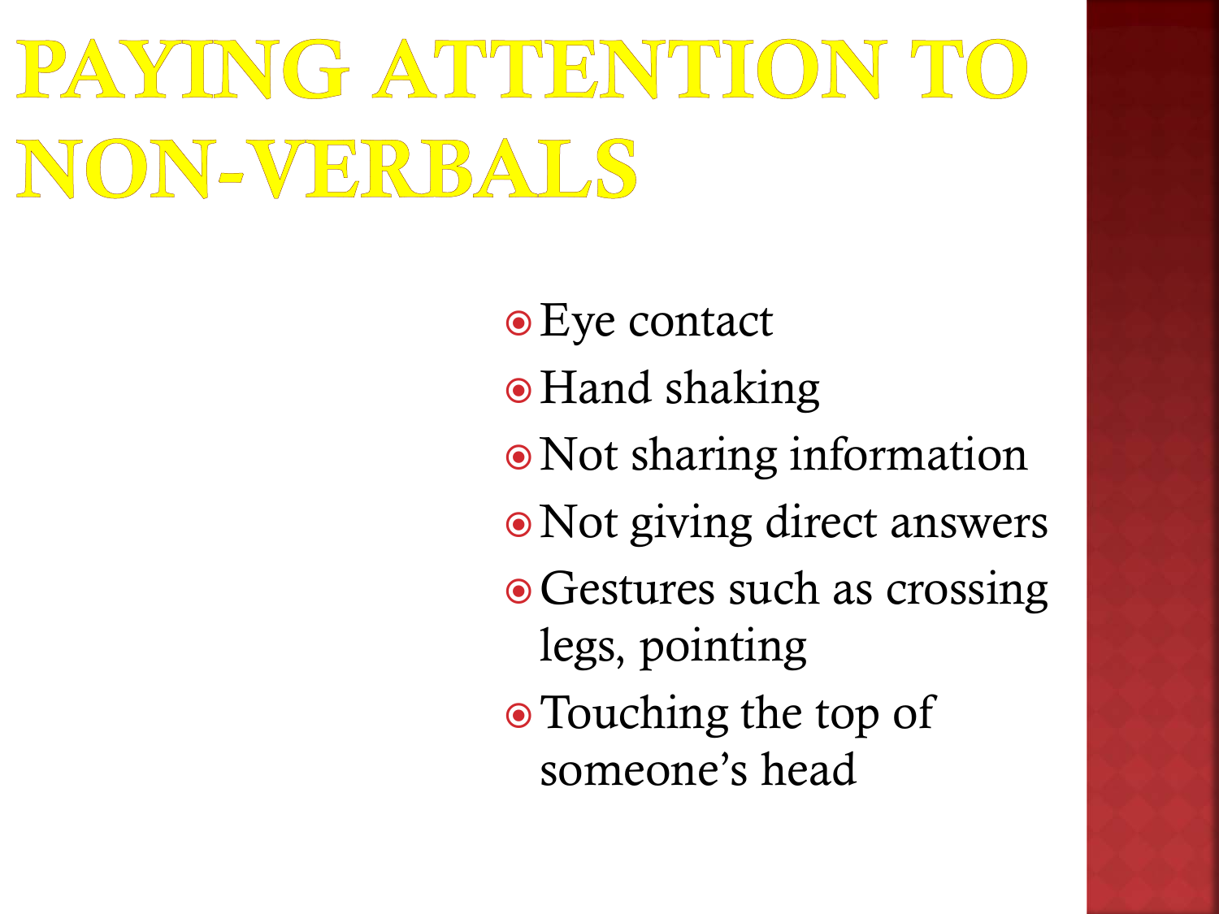# PAYING ATTENTION TO NON-VERBALS

- Eye contact
- Hand shaking
- Not sharing information
- Not giving direct answers
- Gestures such as crossing legs, pointing
- Touching the top of someone's head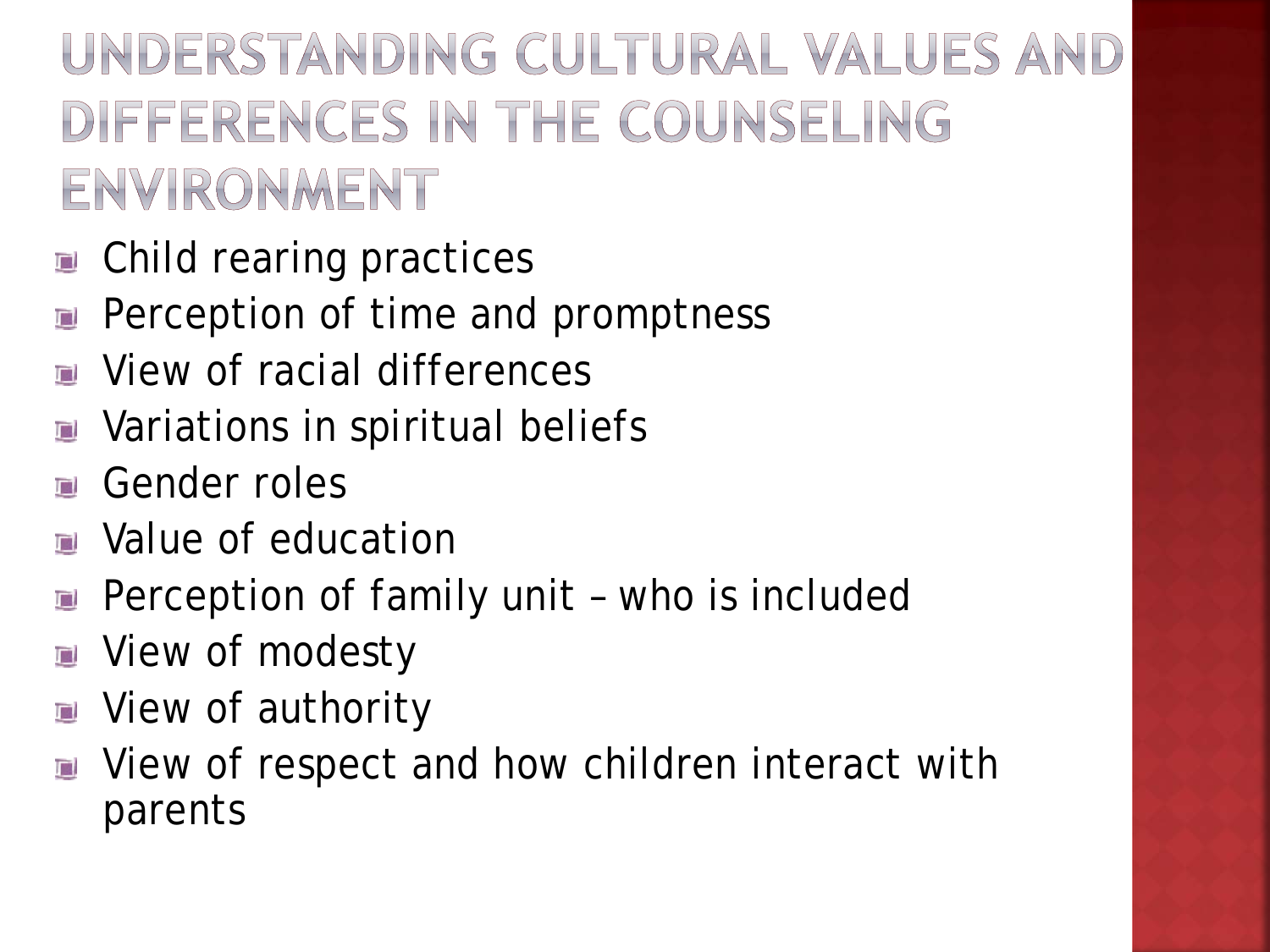# UNDERSTANDING CULTURAL VALUES AND DIFFERENCES IN THE COUNSELING ENVIRONMENT

- Child rearing practices
- Perception of time and promptness
- View of racial differences
- Variations in spiritual beliefs
- Gender roles
- Value of education
- Perception of family unit – who is included
- View of modesty
- View of authority
- View of respect and how children interact with parents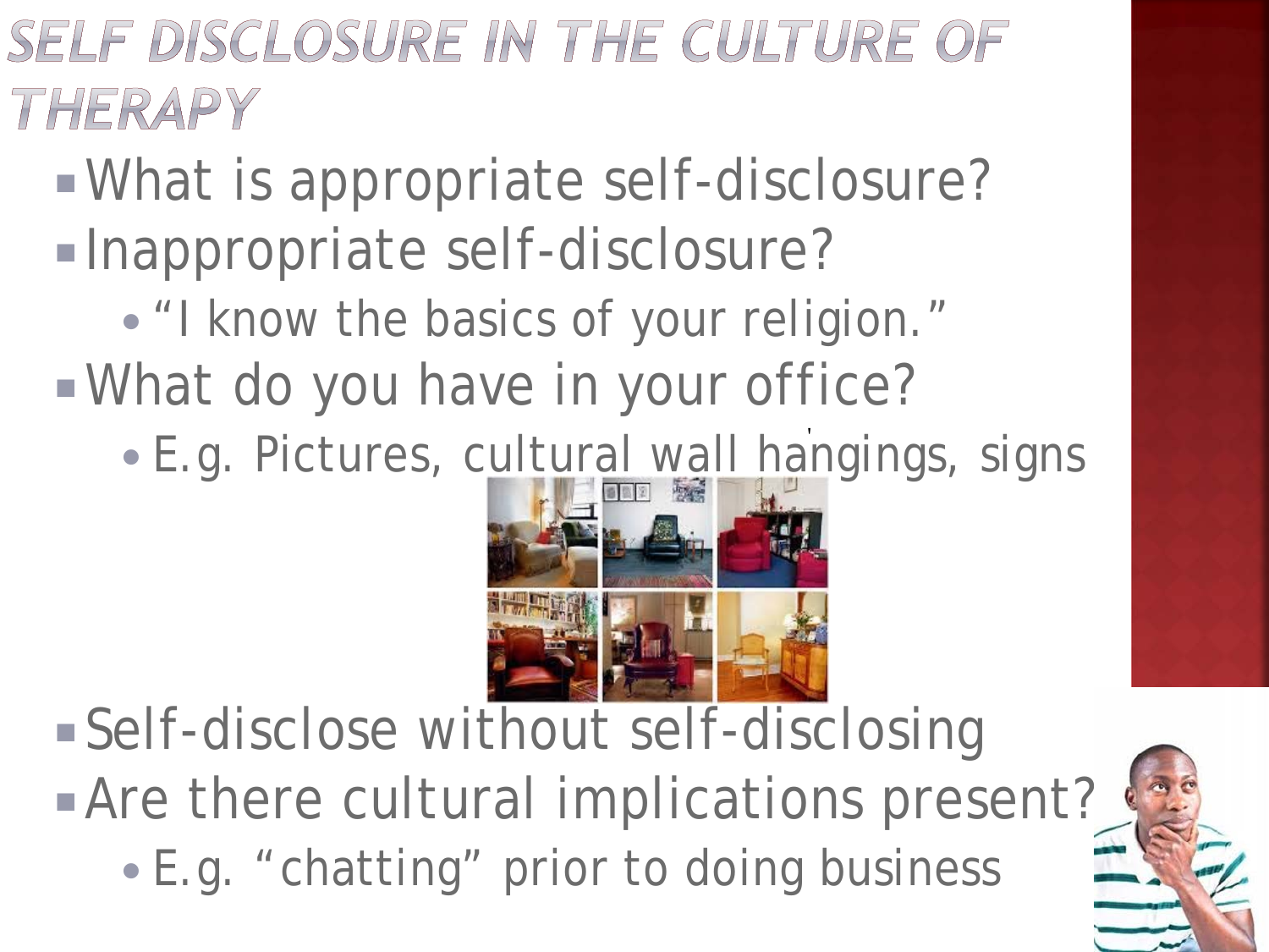# SELF DISCLOSURE IN THE CULTURE OF THERAPY

- What is appropriate self-disclosure?
- Inappropriate self-disclosure?
  - "I know the basics of your religion."
- What do you have in your office?
  - E.g. Pictures, cultural wall hangings, signs
- Self-disclose without self-disclosing
- Are there cultural implications present?
  - E.g. "chatting" prior to doing business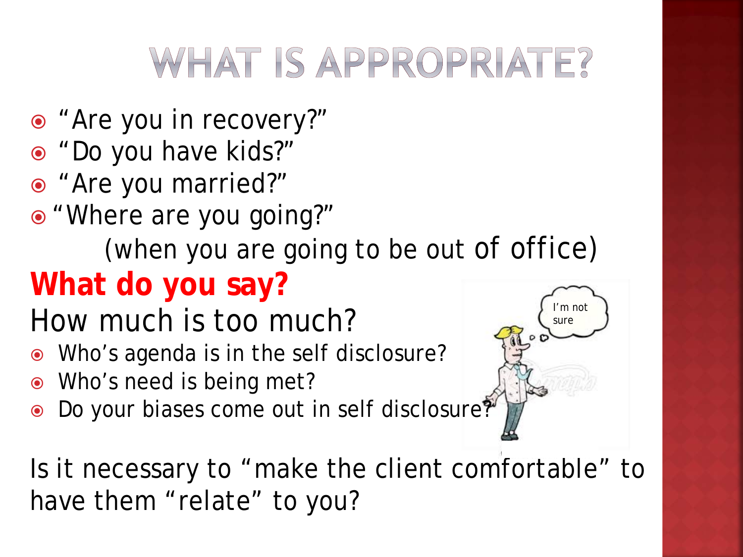# WHAT IS APPROPRIATE?

- "Are you in recovery?"
- "Do you have kids?"
- "Are you married?"
- "Where are you going?"

  (when you are going to be out of office)

**What do you say?**

How much is too much?

- Who's agenda is in the self disclosure?
- Who's need is being met?
- Do your biases come out in self disclosure?

Is it necessary to "make the client comfortable" to have them "relate" to you?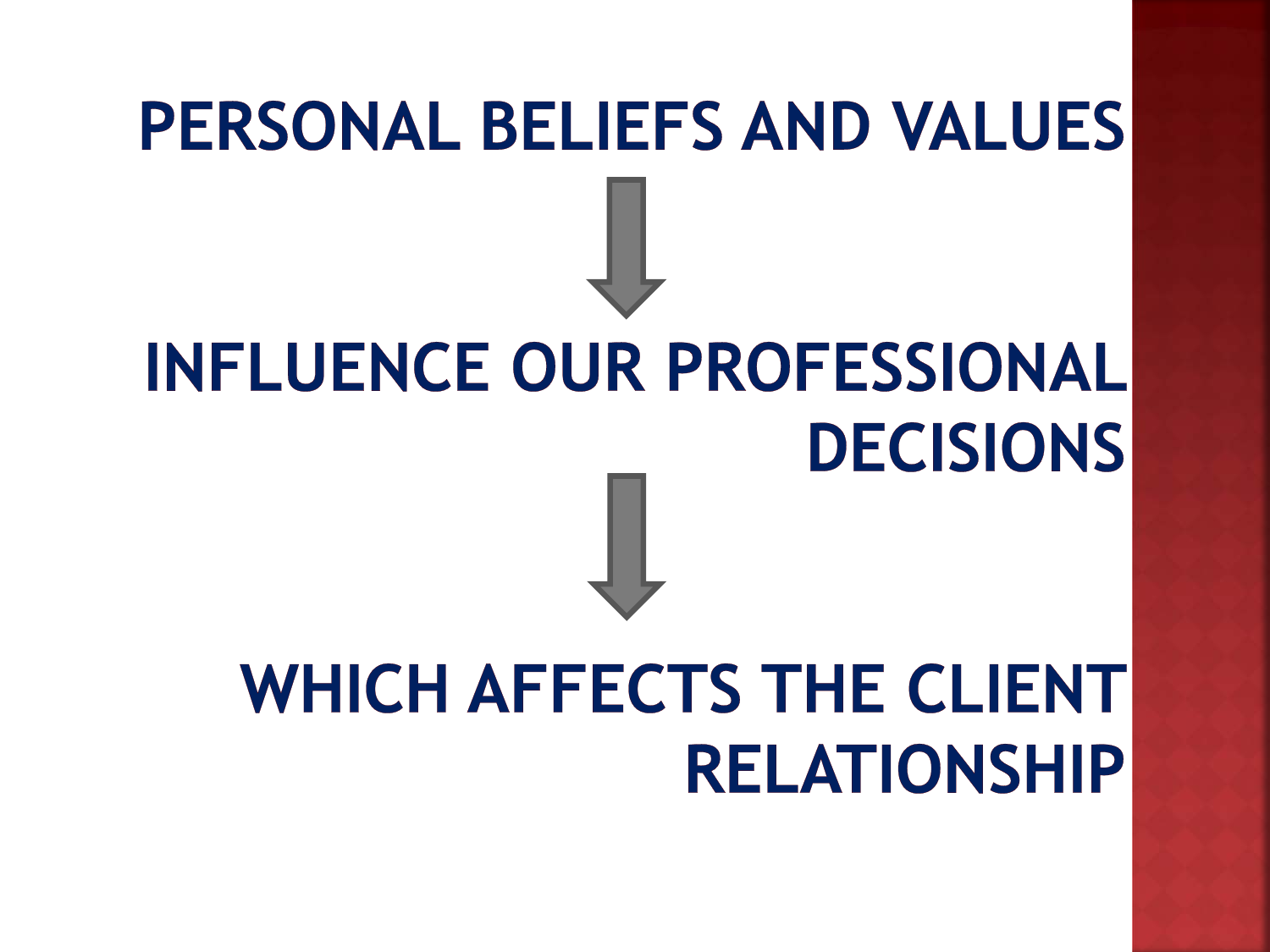**PERSONAL BELIEFS AND VALUES**

↓

**INFLUENCE OUR PROFESSIONAL DECISIONS**

↓

**WHICH AFFECTS THE CLIENT RELATIONSHIP**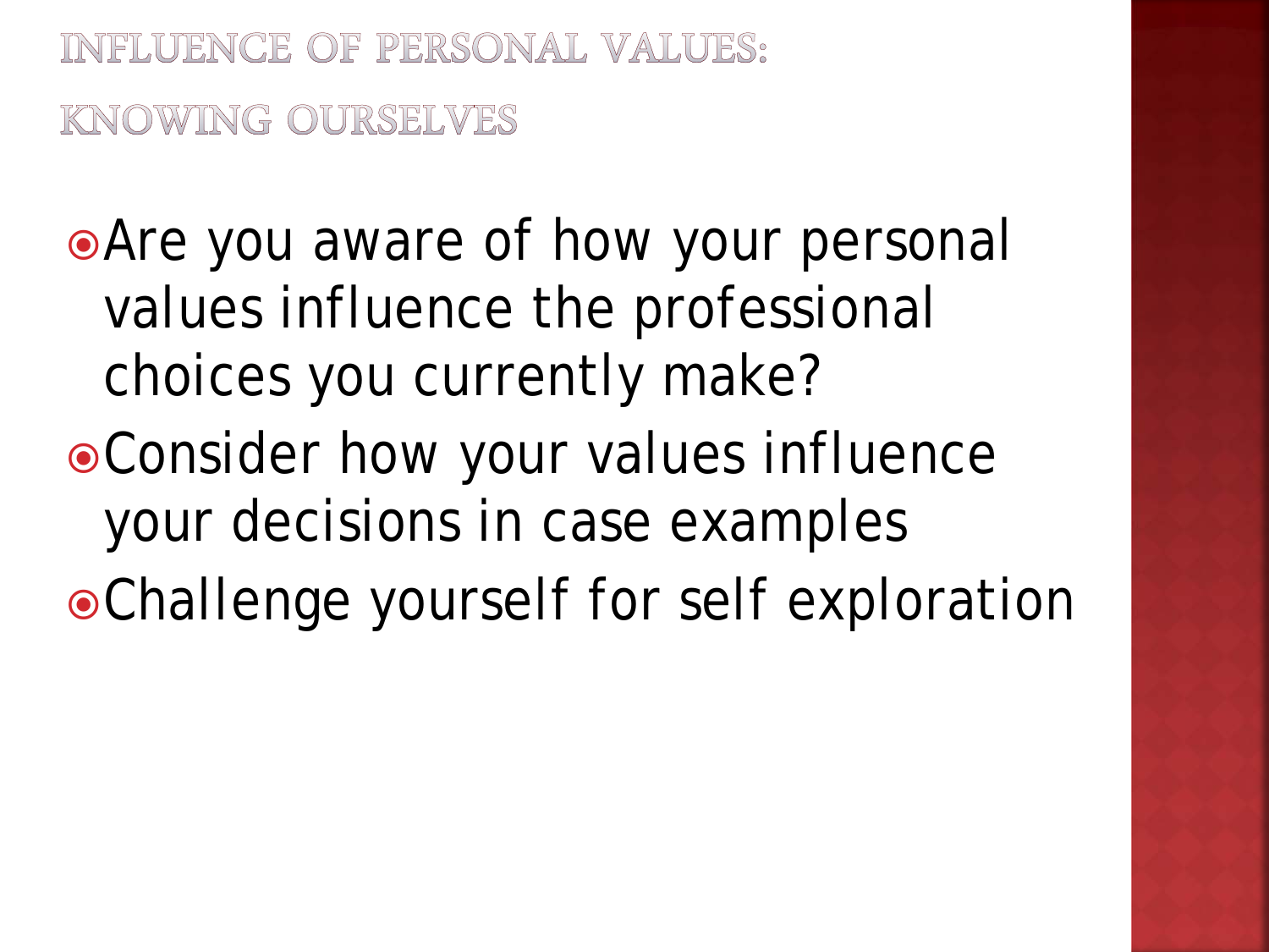# INFLUENCE OF PERSONAL VALUES: KNOWING OURSELVES

- Are you aware of how your personal values influence the professional choices you currently make?
- Consider how your values influence your decisions in case examples
- Challenge yourself for self exploration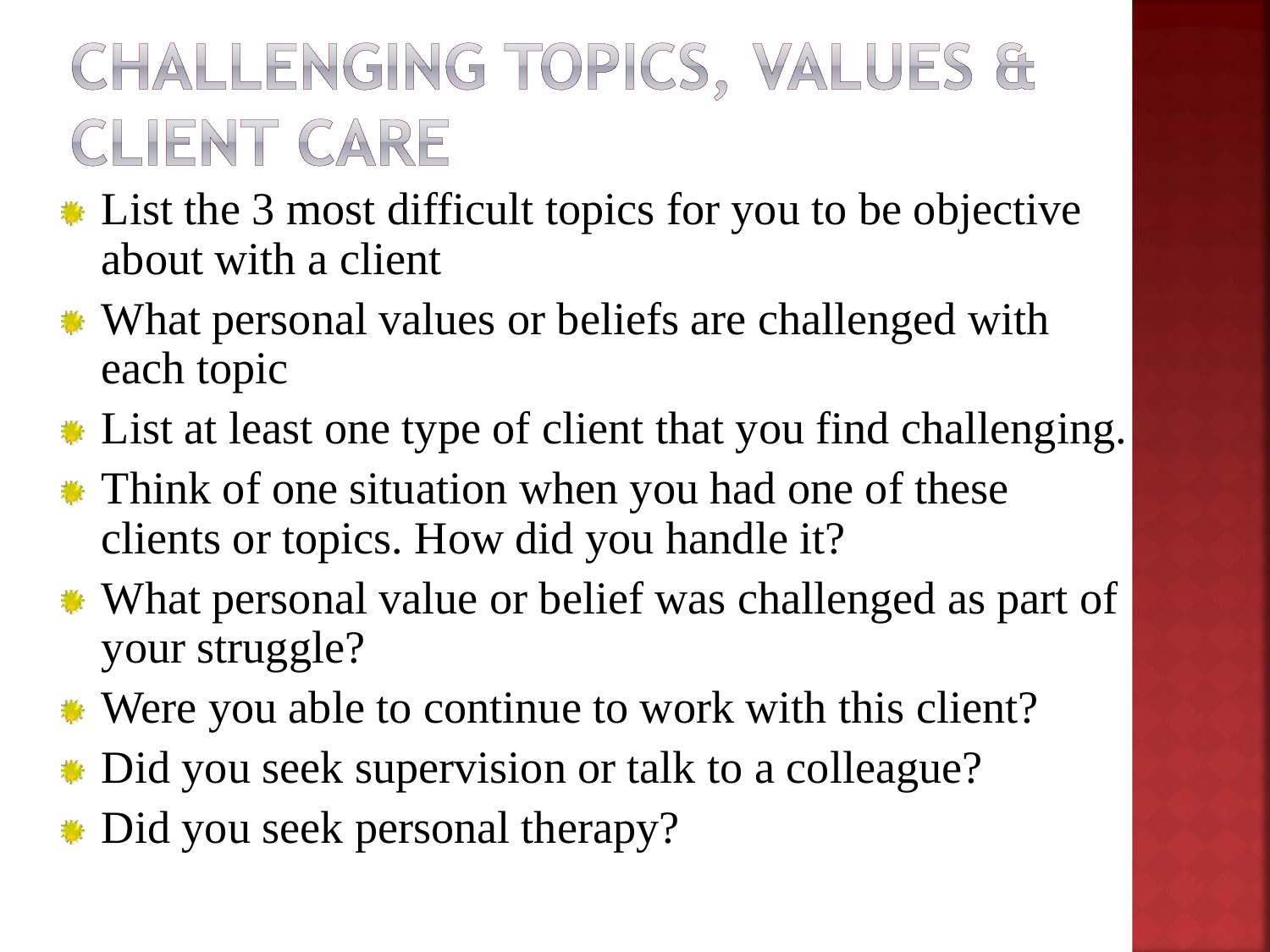# CHALLENGING TOPICS, VALUES & CLIENT CARE

- List the 3 most difficult topics for you to be objective about with a client
- What personal values or beliefs are challenged with each topic
- List at least one type of client that you find challenging.
- Think of one situation when you had one of these clients or topics. How did you handle it?
- What personal value or belief was challenged as part of your struggle?
- Were you able to continue to work with this client?
- Did you seek supervision or talk to a colleague?
- Did you seek personal therapy?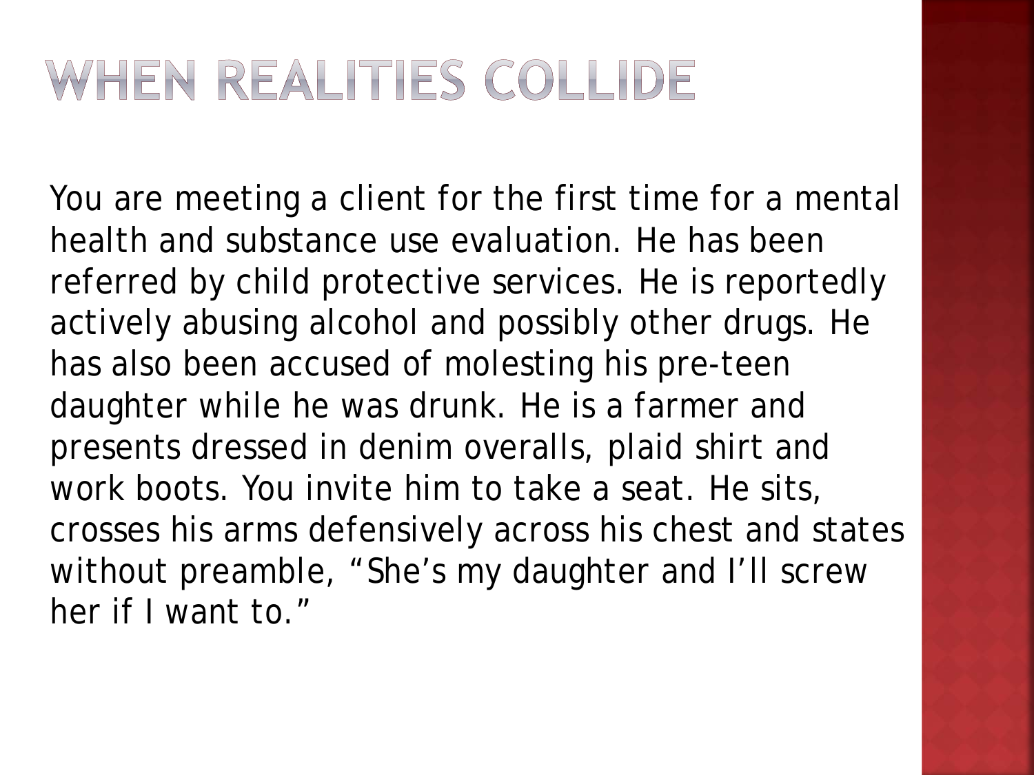# WHEN REALITIES COLLIDE

You are meeting a client for the first time for a mental health and substance use evaluation. He has been referred by child protective services. He is reportedly actively abusing alcohol and possibly other drugs. He has also been accused of molesting his pre-teen daughter while he was drunk. He is a farmer and presents dressed in denim overalls, plaid shirt and work boots. You invite him to take a seat. He sits, crosses his arms defensively across his chest and states without preamble, "She's my daughter and I'll screw her if I want to."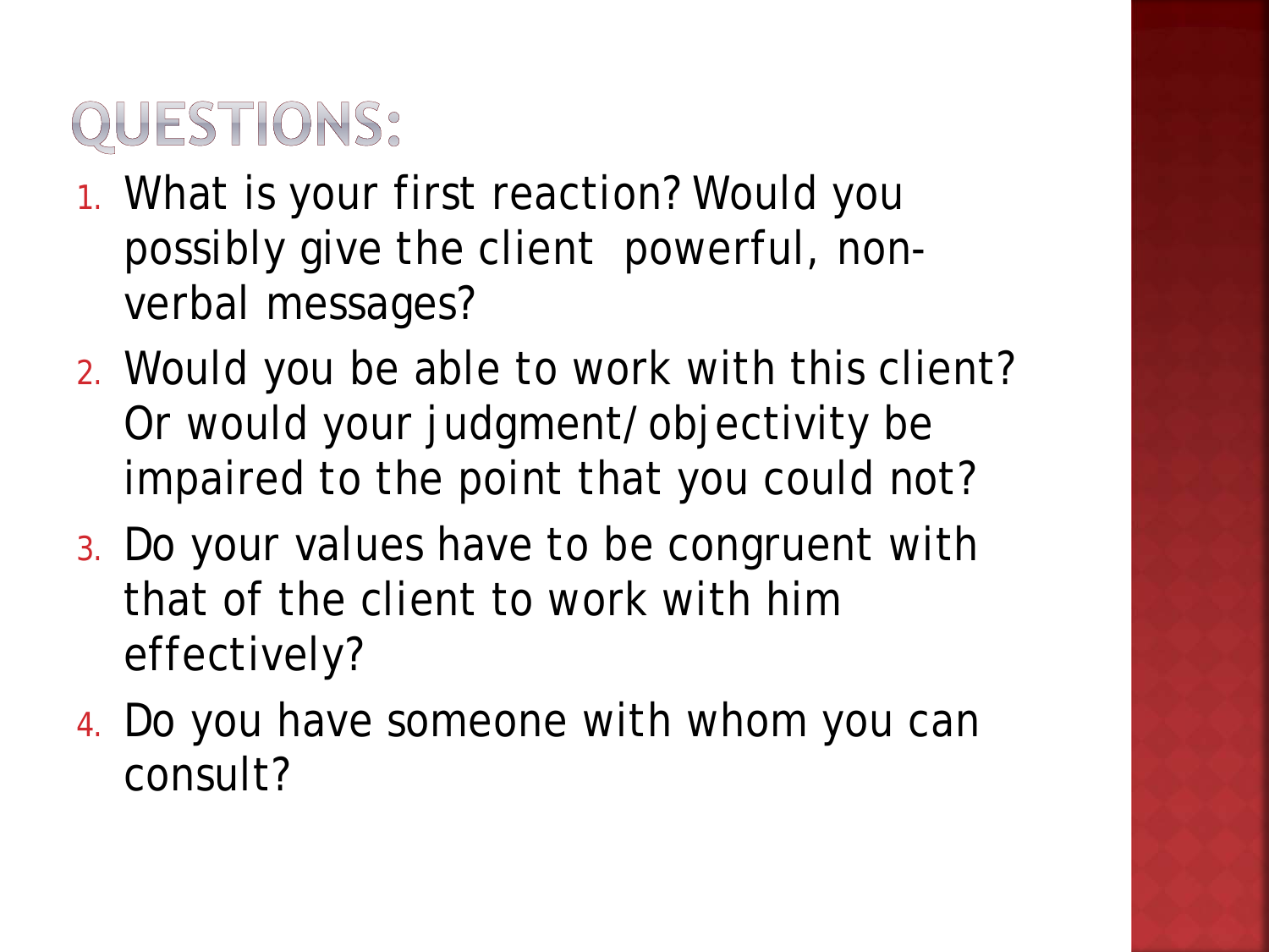# QUESTIONS:

1. What is your first reaction? Would you possibly give the client powerful, non-verbal messages?
2. Would you be able to work with this client? Or would your judgment/objectivity be impaired to the point that you could not?
3. Do your values have to be congruent with that of the client to work with him effectively?
4. Do you have someone with whom you can consult?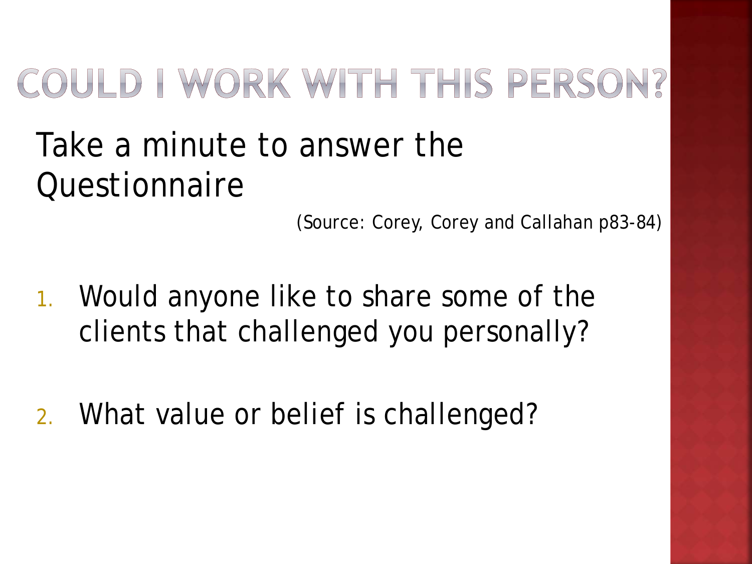# COULD I WORK WITH THIS PERSON?

Take a minute to answer the Questionnaire

(Source: Corey, Corey and Callahan p83-84)

1. Would anyone like to share some of the clients that challenged you personally?

2. What value or belief is challenged?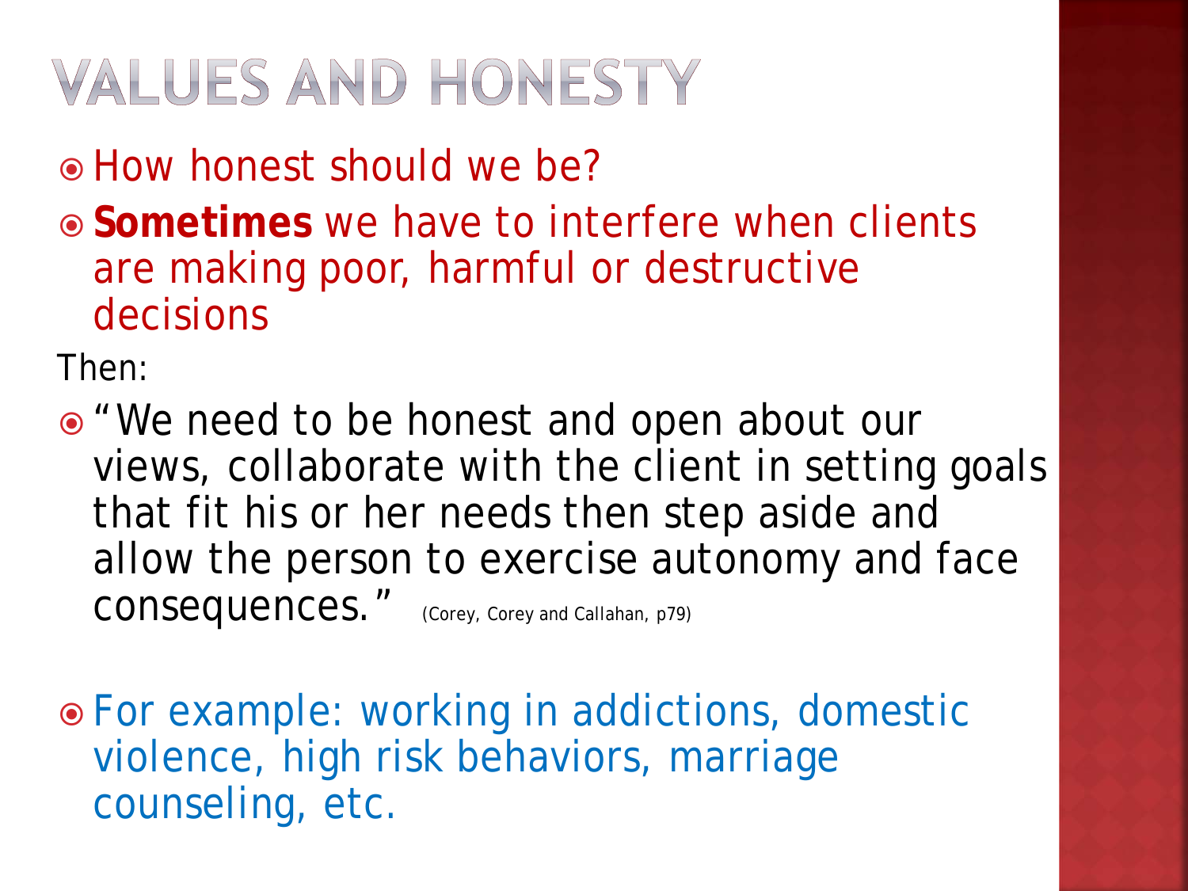# VALUES AND HONESTY

- How honest should we be?
- **Sometimes** we have to interfere when clients are making poor, harmful or destructive decisions

Then:

- "We need to be honest and open about our views, collaborate with the client in setting goals that fit his or her needs then step aside and allow the person to exercise autonomy and face consequences." (Corey, Corey and Callahan, p79)

- For example: working in addictions, domestic violence, high risk behaviors, marriage counseling, etc.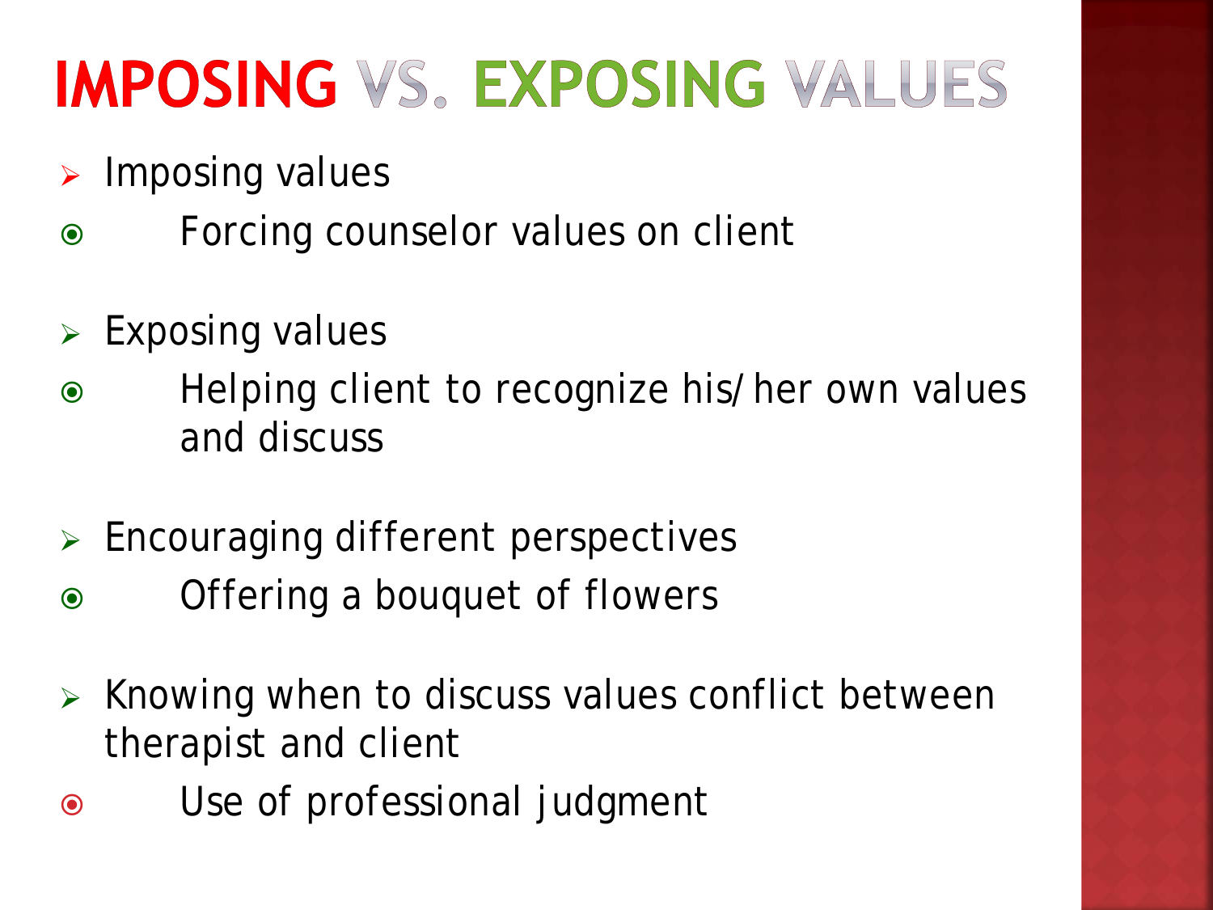# IMPOSING VS. EXPOSING VALUES

- Imposing values
  - Forcing counselor values on client
- Exposing values
  - Helping client to recognize his/her own values and discuss
- Encouraging different perspectives
  - Offering a bouquet of flowers
- Knowing when to discuss values conflict between therapist and client
  - Use of professional judgment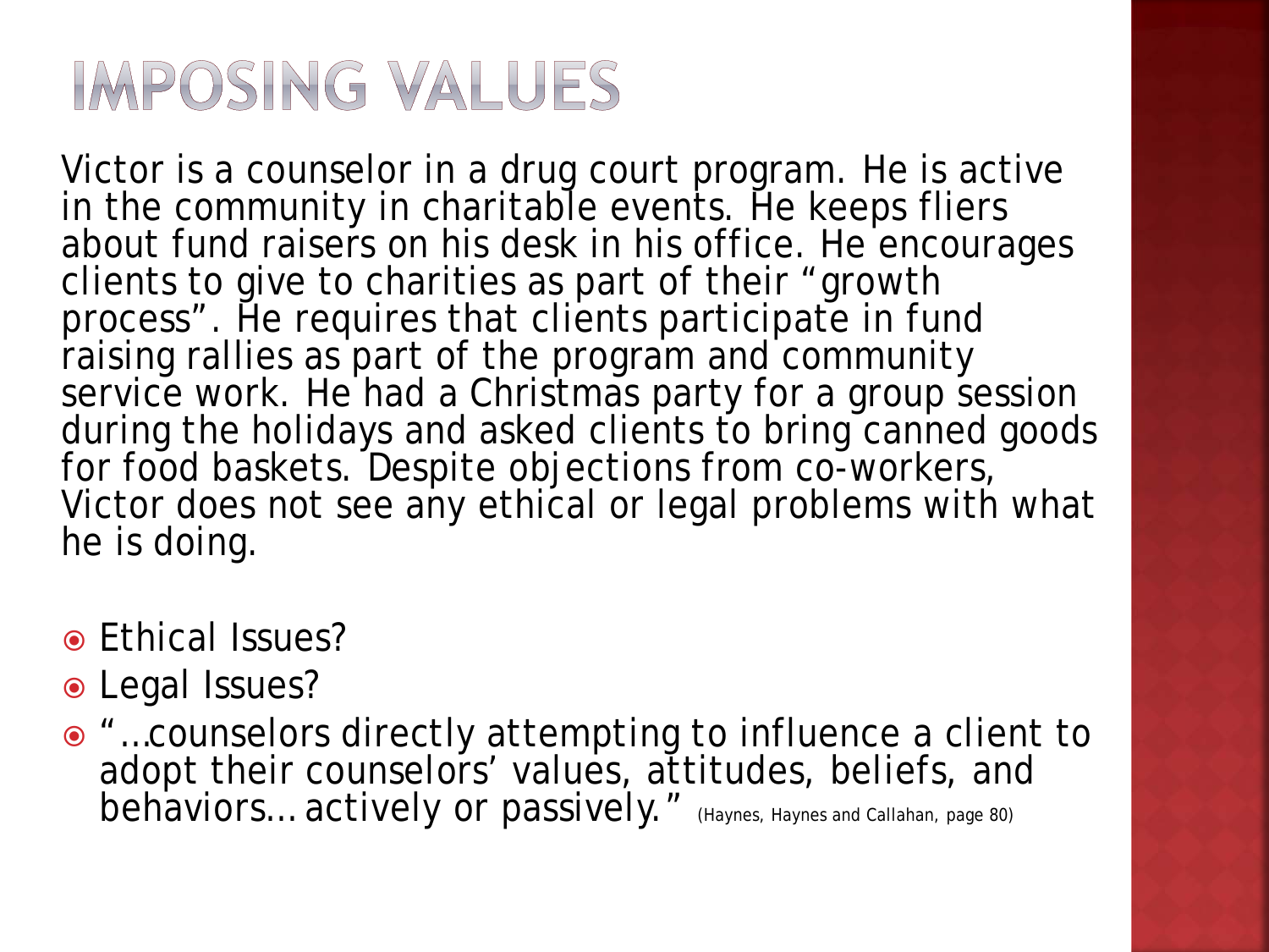# IMPOSING VALUES

Victor is a counselor in a drug court program. He is active in the community in charitable events. He keeps fliers about fund raisers on his desk in his office. He encourages clients to give to charities as part of their "growth process". He requires that clients participate in fund raising rallies as part of the program and community service work. He had a Christmas party for a group session during the holidays and asked clients to bring canned goods for food baskets. Despite objections from co-workers, Victor does not see any ethical or legal problems with what he is doing.

- Ethical Issues?
- Legal Issues?
- "…counselors directly attempting to influence a client to adopt their counselors' values, attitudes, beliefs, and behaviors… actively or passively." (Haynes, Haynes and Callahan, page 80)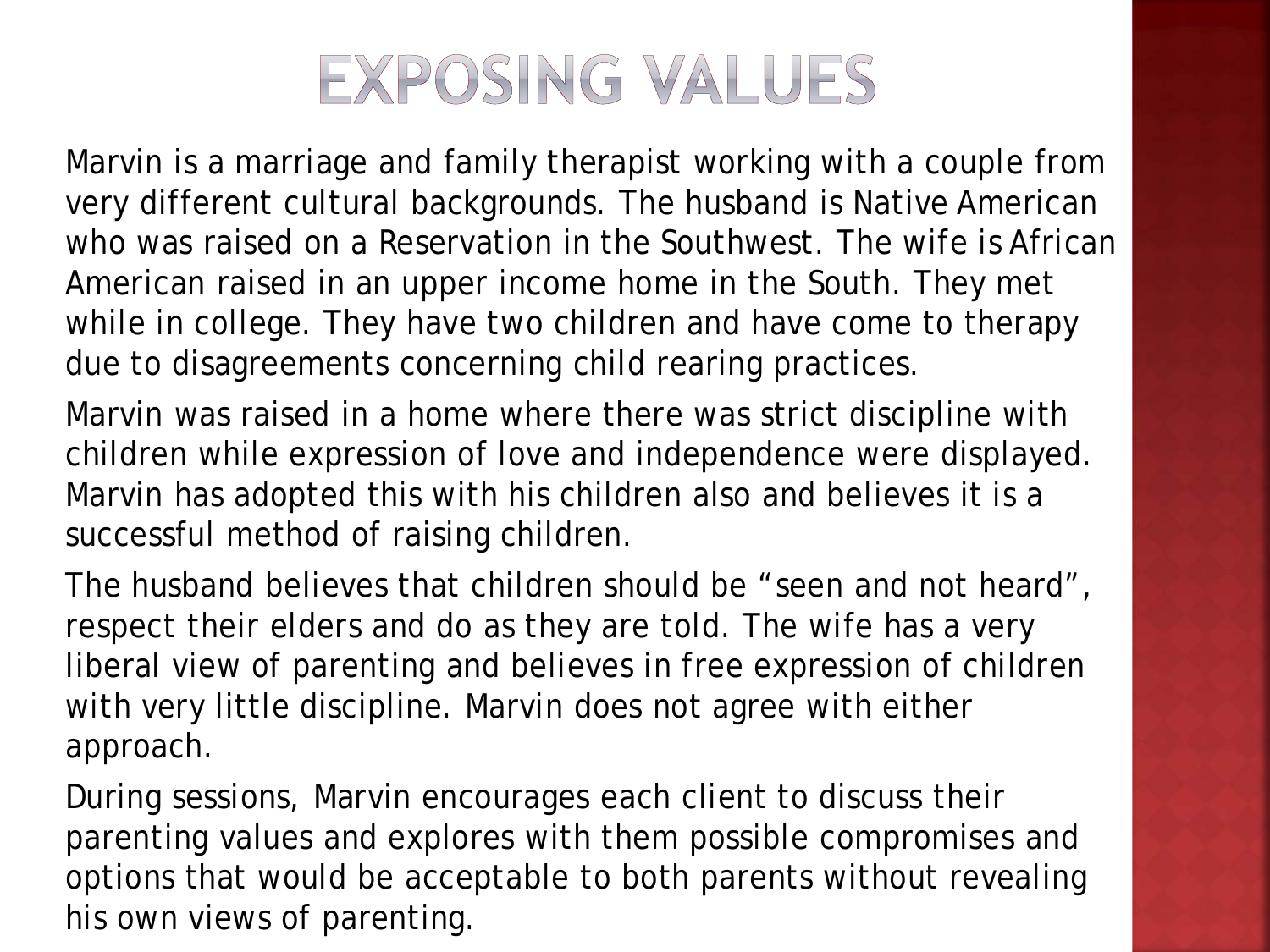# EXPOSING VALUES

Marvin is a marriage and family therapist working with a couple from very different cultural backgrounds. The husband is Native American who was raised on a Reservation in the Southwest. The wife is African American raised in an upper income home in the South. They met while in college. They have two children and have come to therapy due to disagreements concerning child rearing practices.

Marvin was raised in a home where there was strict discipline with children while expression of love and independence were displayed. Marvin has adopted this with his children also and believes it is a successful method of raising children.

The husband believes that children should be "seen and not heard", respect their elders and do as they are told. The wife has a very liberal view of parenting and believes in free expression of children with very little discipline. Marvin does not agree with either approach.

During sessions, Marvin encourages each client to discuss their parenting values and explores with them possible compromises and options that would be acceptable to both parents without revealing his own views of parenting.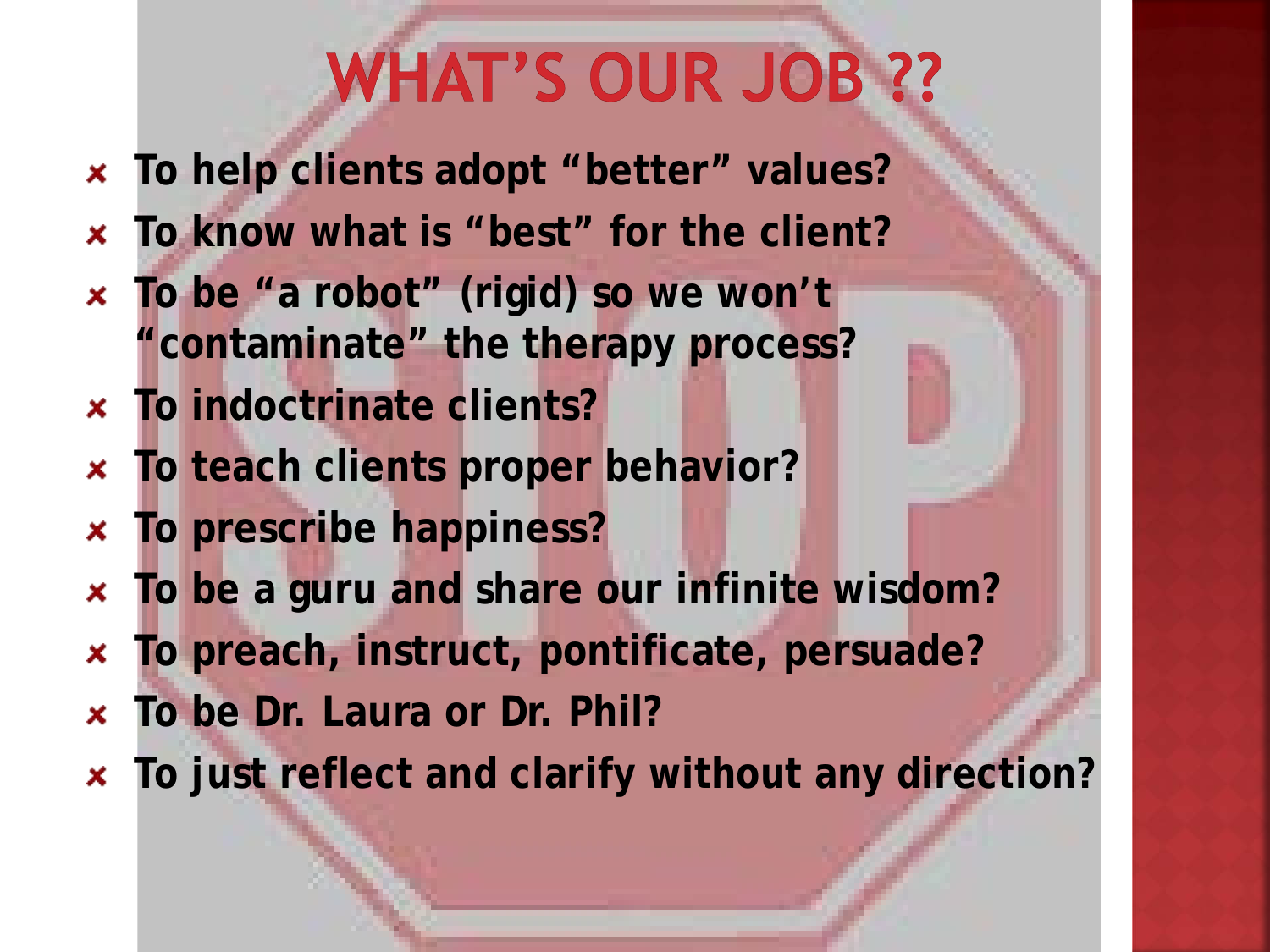# WHAT'S OUR JOB ??

- **To help clients adopt "better" values?**
- **To know what is "best" for the client?**
- **To be "a robot" (rigid) so we won't "contaminate" the therapy process?**
- **To indoctrinate clients?**
- **To teach clients proper behavior?**
- **To prescribe happiness?**
- **To be a guru and share our infinite wisdom?**
- **To preach, instruct, pontificate, persuade?**
- **To be Dr. Laura or Dr. Phil?**
- **To just reflect and clarify without any direction?**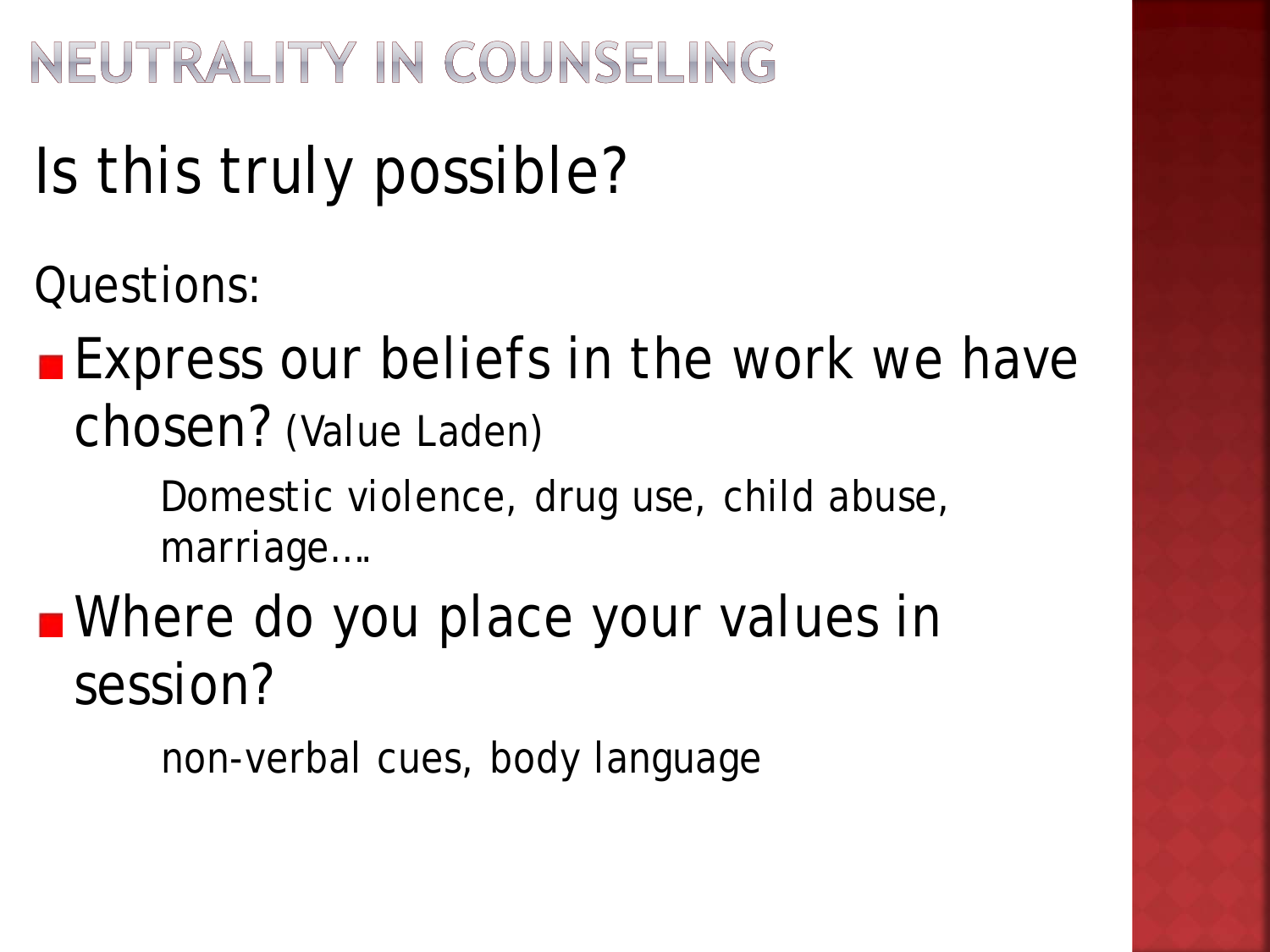# NEUTRALITY IN COUNSELING

## Is this truly possible?

Questions:

- Express our beliefs in the work we have chosen? (Value Laden)

  Domestic violence, drug use, child abuse, marriage….

- Where do you place your values in session?

  non-verbal cues, body language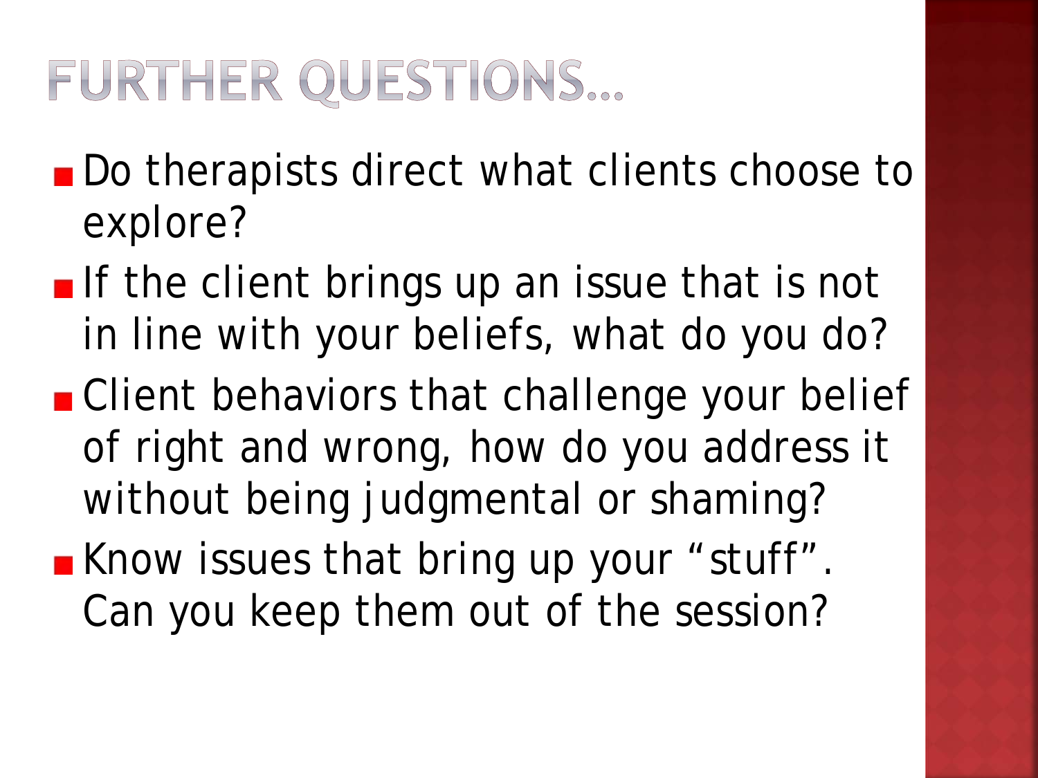# FURTHER QUESTIONS…

- Do therapists direct what clients choose to explore?
- If the client brings up an issue that is not in line with your beliefs, what do you do?
- Client behaviors that challenge your belief of right and wrong, how do you address it without being judgmental or shaming?
- Know issues that bring up your “stuff”. Can you keep them out of the session?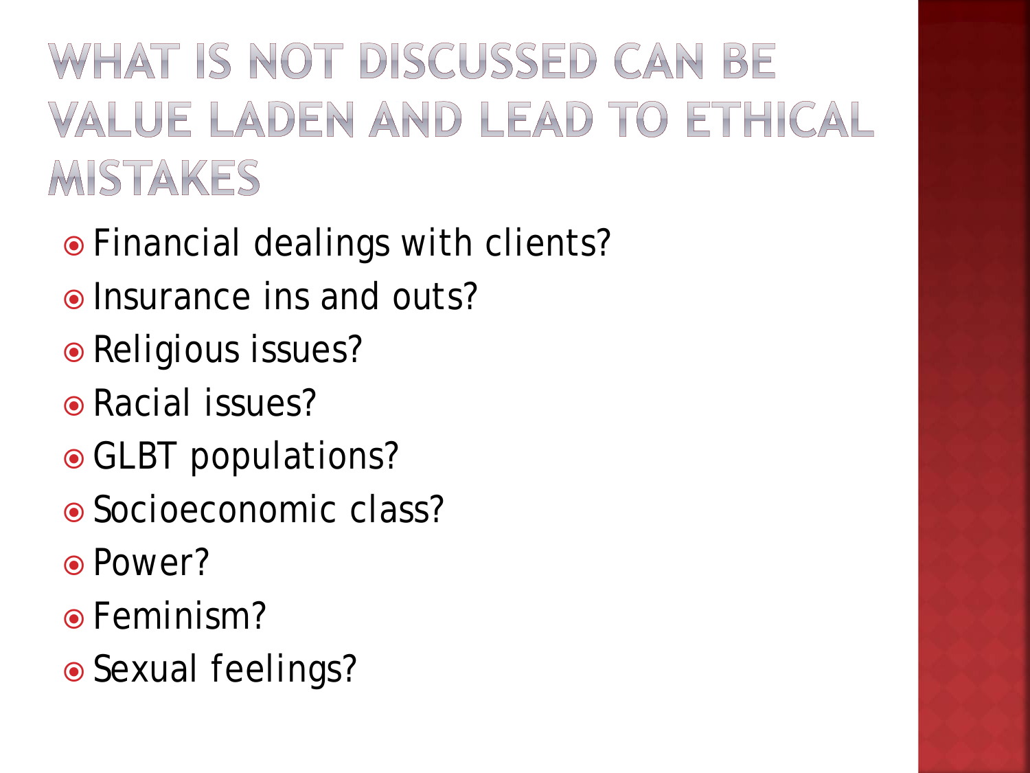# WHAT IS NOT DISCUSSED CAN BE VALUE LADEN AND LEAD TO ETHICAL MISTAKES

- Financial dealings with clients?
- Insurance ins and outs?
- Religious issues?
- Racial issues?
- GLBT populations?
- Socioeconomic class?
- Power?
- Feminism?
- Sexual feelings?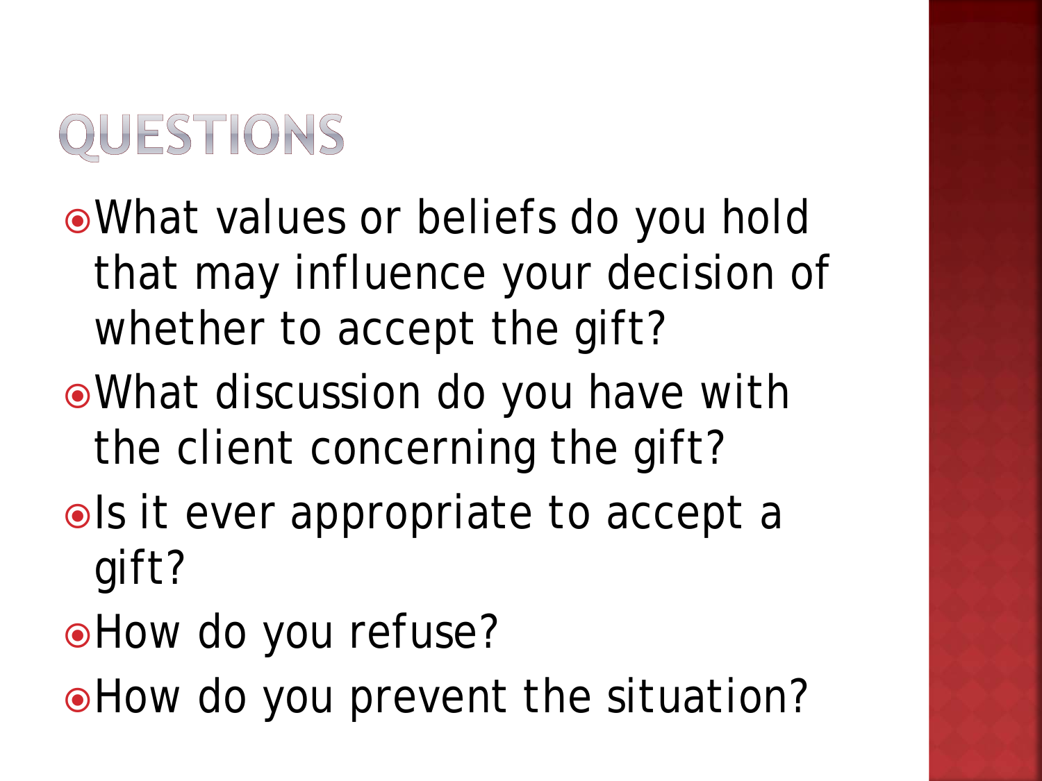# QUESTIONS

- What values or beliefs do you hold that may influence your decision of whether to accept the gift?
- What discussion do you have with the client concerning the gift?
- Is it ever appropriate to accept a gift?
- How do you refuse?
- How do you prevent the situation?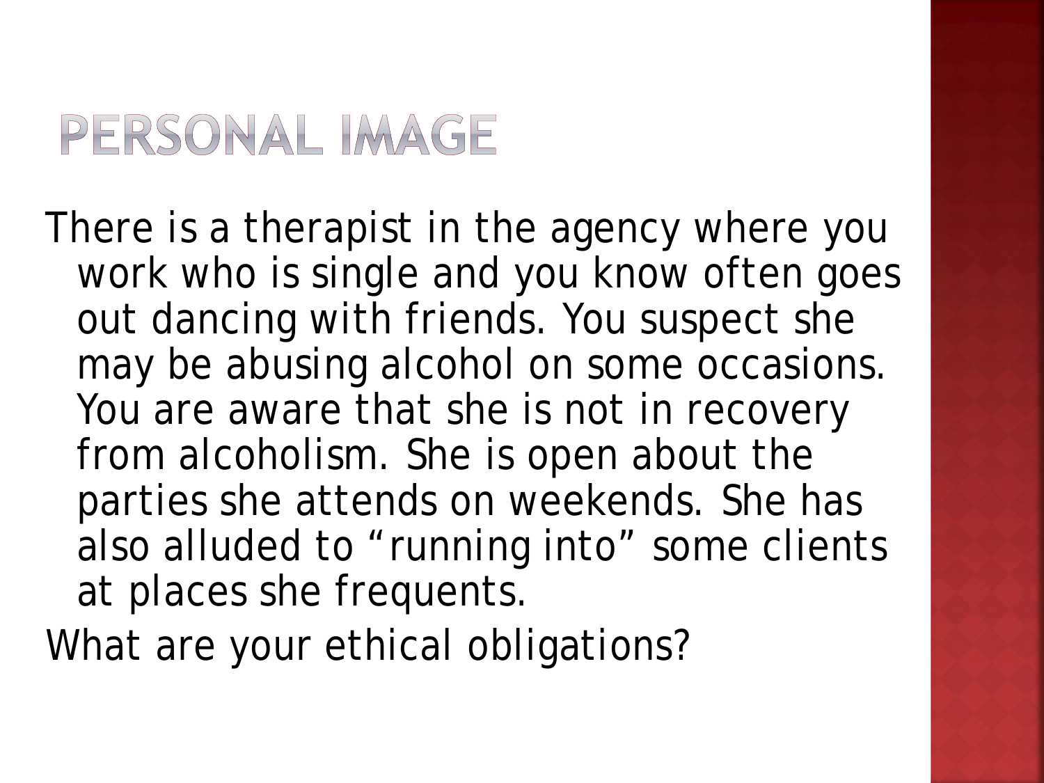# PERSONAL IMAGE

There is a therapist in the agency where you work who is single and you know often goes out dancing with friends. You suspect she may be abusing alcohol on some occasions. You are aware that she is not in recovery from alcoholism. She is open about the parties she attends on weekends. She has also alluded to "running into" some clients at places she frequents.

What are your ethical obligations?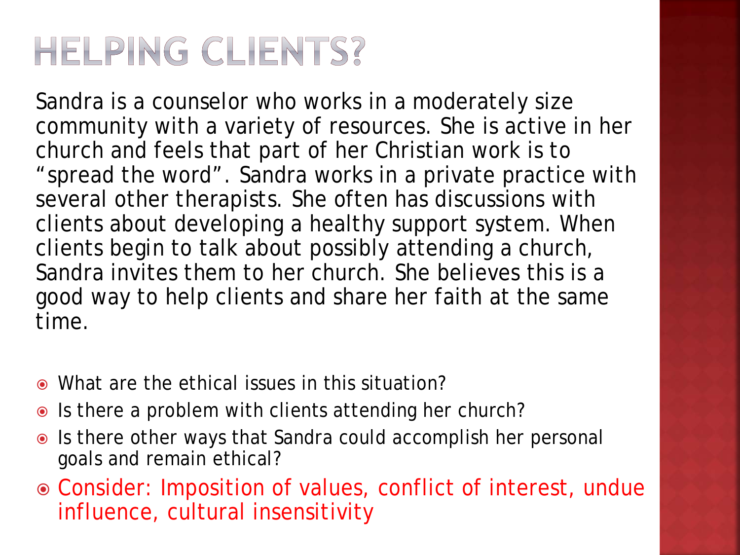# HELPING CLIENTS?

Sandra is a counselor who works in a moderately size community with a variety of resources. She is active in her church and feels that part of her Christian work is to "spread the word". Sandra works in a private practice with several other therapists. She often has discussions with clients about developing a healthy support system. When clients begin to talk about possibly attending a church, Sandra invites them to her church. She believes this is a good way to help clients and share her faith at the same time.

- What are the ethical issues in this situation?
- Is there a problem with clients attending her church?
- Is there other ways that Sandra could accomplish her personal goals and remain ethical?
- Consider: Imposition of values, conflict of interest, undue influence, cultural insensitivity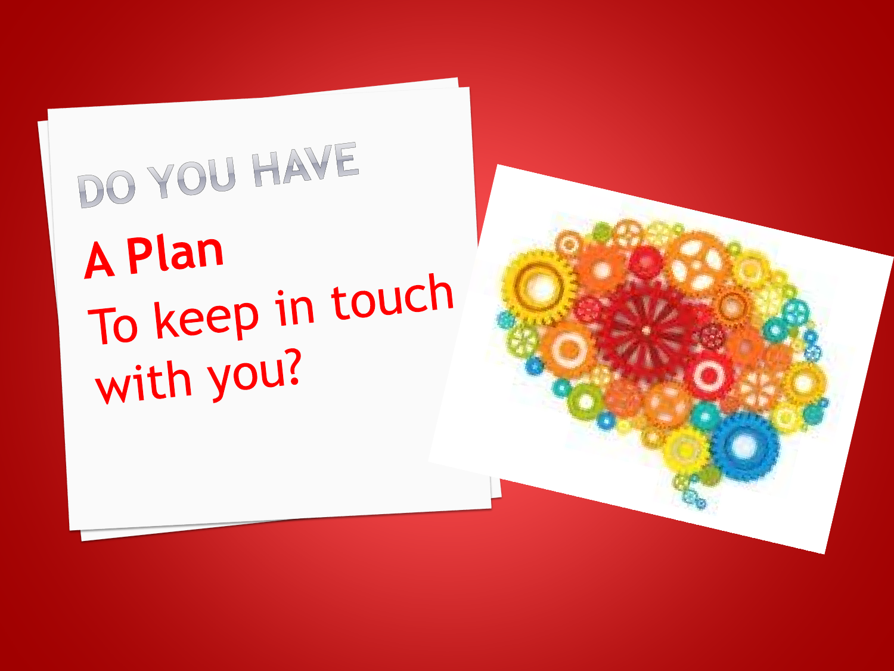# DO YOU HAVE

**A Plan**

To keep in touch with you?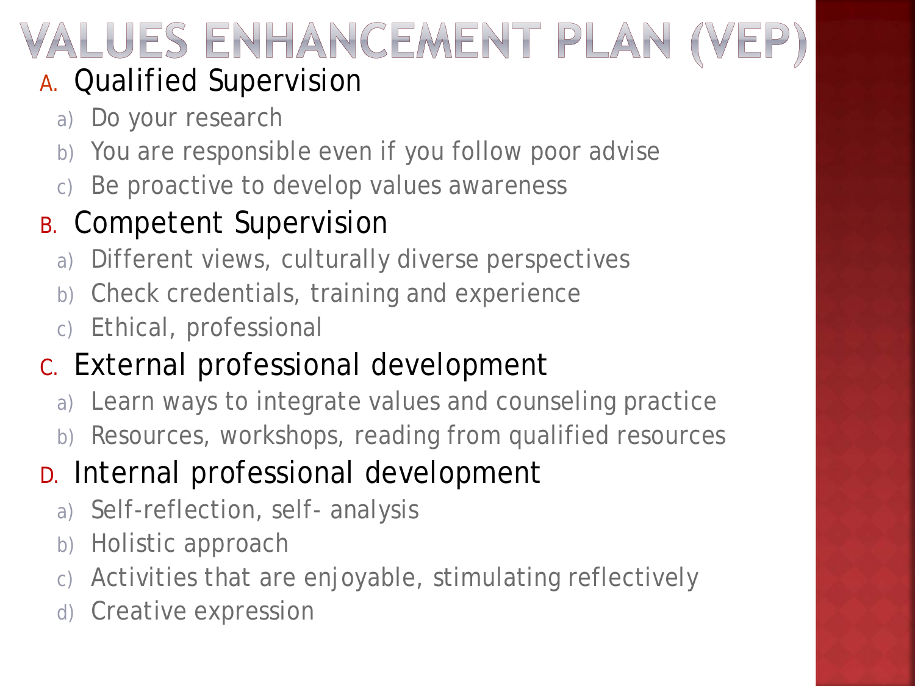# VALUES ENHANCEMENT PLAN (VEP)

A. Qualified Supervision
   a) Do your research
   b) You are responsible even if you follow poor advise
   c) Be proactive to develop values awareness

B. Competent Supervision
   a) Different views, culturally diverse perspectives
   b) Check credentials, training and experience
   c) Ethical, professional

C. External professional development
   a) Learn ways to integrate values and counseling practice
   b) Resources, workshops, reading from qualified resources

D. Internal professional development
   a) Self-reflection, self- analysis
   b) Holistic approach
   c) Activities that are enjoyable, stimulating reflectively
   d) Creative expression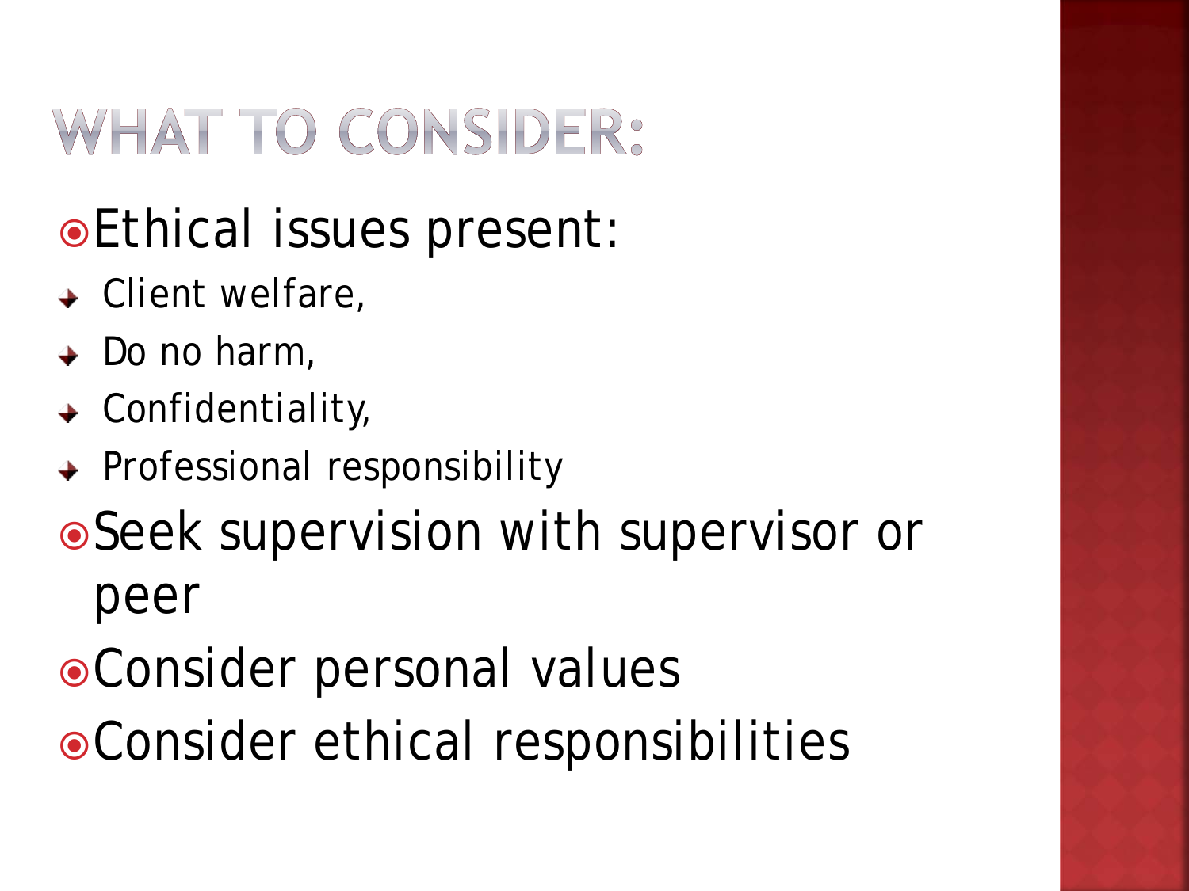# WHAT TO CONSIDER:

- Ethical issues present:
  - Client welfare,
  - Do no harm,
  - Confidentiality,
  - Professional responsibility
- Seek supervision with supervisor or peer
- Consider personal values
- Consider ethical responsibilities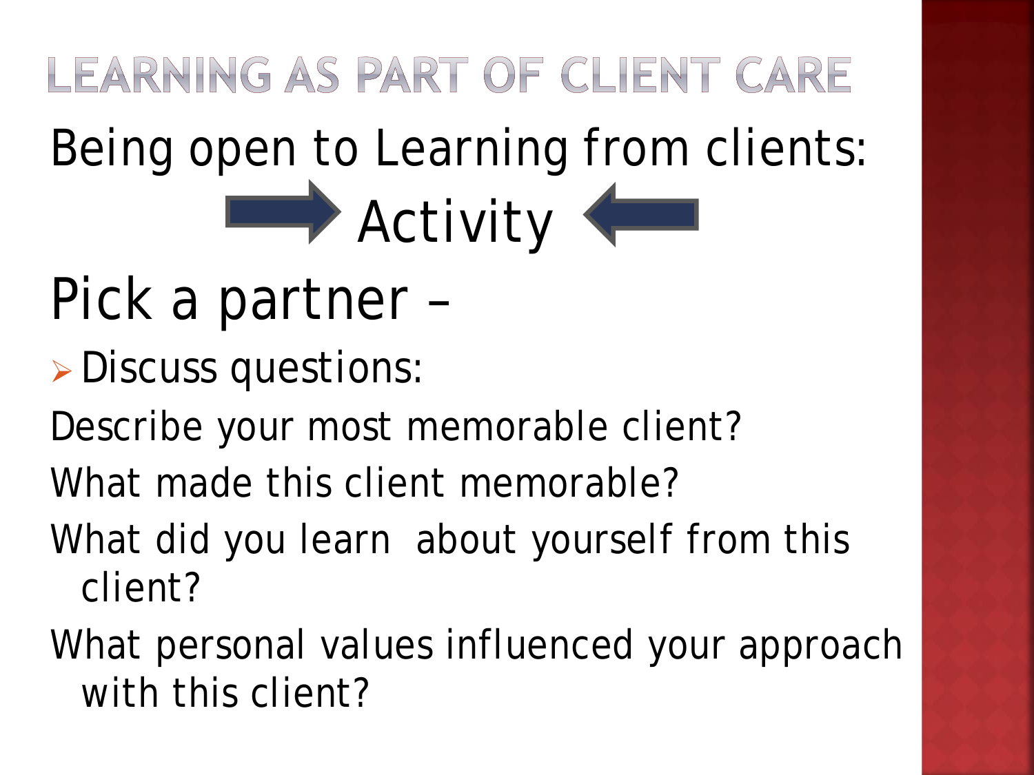# LEARNING AS PART OF CLIENT CARE

Being open to Learning from clients:

Activity

Pick a partner –

- Discuss questions:

Describe your most memorable client?

What made this client memorable?

What did you learn about yourself from this client?

What personal values influenced your approach with this client?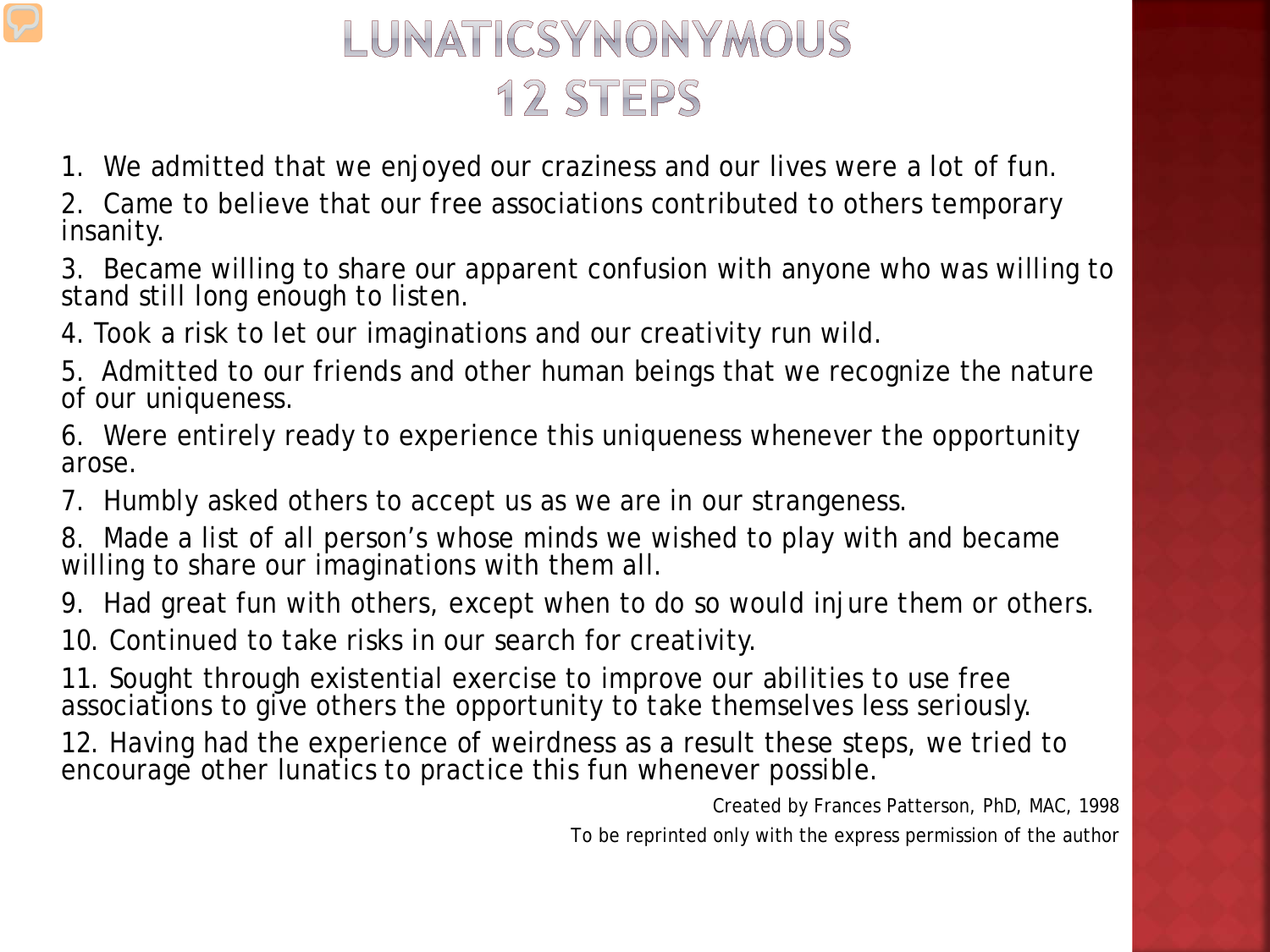# LUNATICSYNONYMOUS
# 12 STEPS

1. We admitted that we enjoyed our craziness and our lives were a lot of fun.
2. Came to believe that our free associations contributed to others temporary insanity.
3. Became willing to share our apparent confusion with anyone who was willing to stand still long enough to listen.
4. Took a risk to let our imaginations and our creativity run wild.
5. Admitted to our friends and other human beings that we recognize the nature of our uniqueness.
6. Were entirely ready to experience this uniqueness whenever the opportunity arose.
7. Humbly asked others to accept us as we are in our strangeness.
8. Made a list of all person's whose minds we wished to play with and became willing to share our imaginations with them all.
9. Had great fun with others, except when to do so would injure them or others.
10. Continued to take risks in our search for creativity.
11. Sought through existential exercise to improve our abilities to use free associations to give others the opportunity to take themselves less seriously.
12. Having had the experience of weirdness as a result these steps, we tried to encourage other lunatics to practice this fun whenever possible.

Created by Frances Patterson, PhD, MAC, 1998

To be reprinted only with the express permission of the author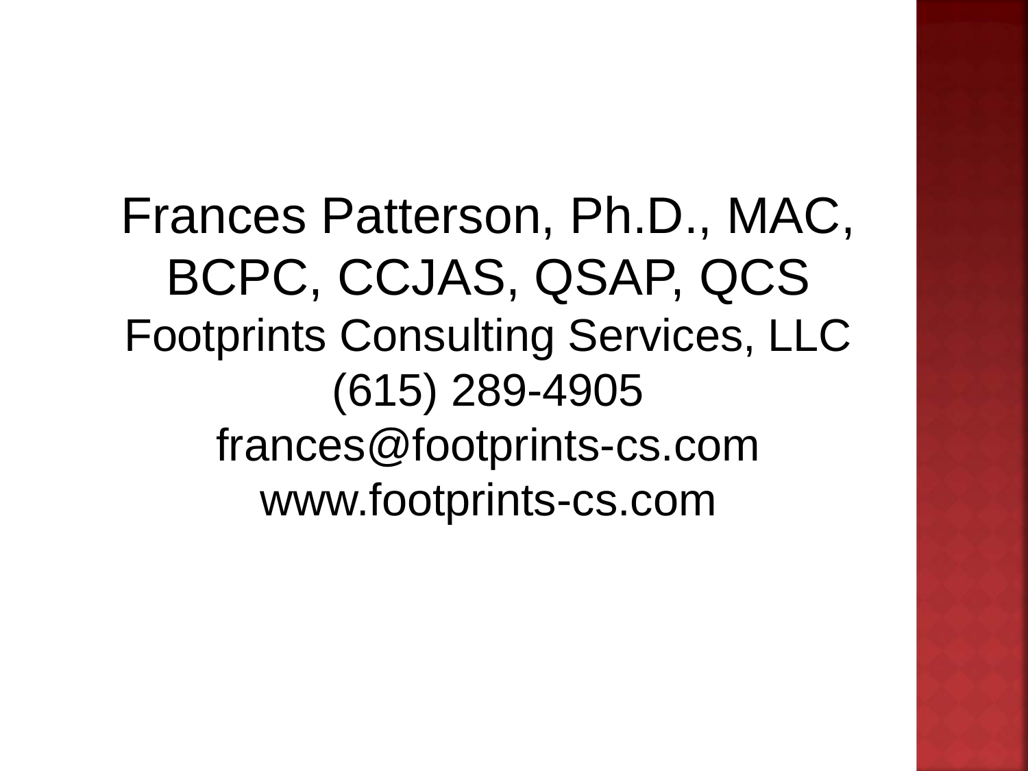Frances Patterson, Ph.D., MAC, BCPC, CCJAS, QSAP, QCS

Footprints Consulting Services, LLC

(615) 289-4905

frances@footprints-cs.com

www.footprints-cs.com